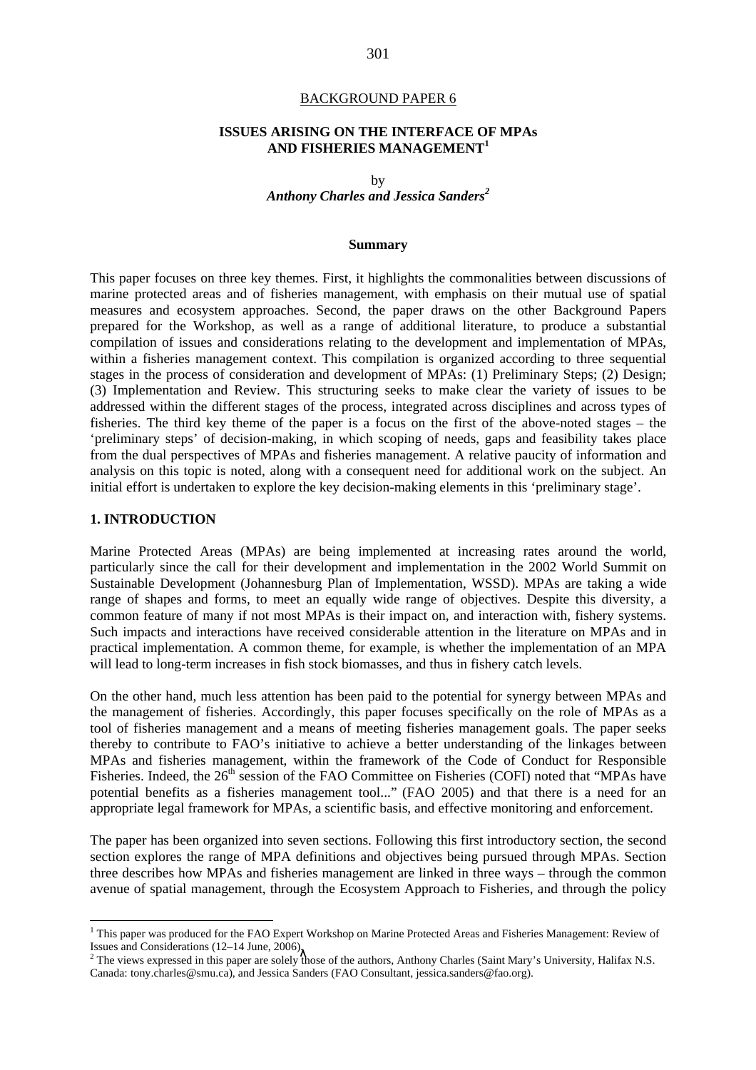BACKGROUND PAPER 6

# ISSUES ARISING ON THE INTERFACE OF MPAs AND FISHERIES MANAGEMENT[1]

by

***Anthony Charles and Jessica Sanders[2]***

## Summary

This paper focuses on three key themes. First, it highlights the commonalities between discussions of marine protected areas and of fisheries management, with emphasis on their mutual use of spatial measures and ecosystem approaches. Second, the paper draws on the other Background Papers prepared for the Workshop, as well as a range of additional literature, to produce a substantial compilation of issues and considerations relating to the development and implementation of MPAs, within a fisheries management context. This compilation is organized according to three sequential stages in the process of consideration and development of MPAs: (1) Preliminary Steps; (2) Design; (3) Implementation and Review. This structuring seeks to make clear the variety of issues to be addressed within the different stages of the process, integrated across disciplines and across types of fisheries. The third key theme of the paper is a focus on the first of the above-noted stages – the 'preliminary steps' of decision-making, in which scoping of needs, gaps and feasibility takes place from the dual perspectives of MPAs and fisheries management. A relative paucity of information and analysis on this topic is noted, along with a consequent need for additional work on the subject. An initial effort is undertaken to explore the key decision-making elements in this 'preliminary stage'.

## 1. INTRODUCTION

Marine Protected Areas (MPAs) are being implemented at increasing rates around the world, particularly since the call for their development and implementation in the 2002 World Summit on Sustainable Development (Johannesburg Plan of Implementation, WSSD). MPAs are taking a wide range of shapes and forms, to meet an equally wide range of objectives. Despite this diversity, a common feature of many if not most MPAs is their impact on, and interaction with, fishery systems. Such impacts and interactions have received considerable attention in the literature on MPAs and in practical implementation. A common theme, for example, is whether the implementation of an MPA will lead to long-term increases in fish stock biomasses, and thus in fishery catch levels.

On the other hand, much less attention has been paid to the potential for synergy between MPAs and the management of fisheries. Accordingly, this paper focuses specifically on the role of MPAs as a tool of fisheries management and a means of meeting fisheries management goals. The paper seeks thereby to contribute to FAO's initiative to achieve a better understanding of the linkages between MPAs and fisheries management, within the framework of the Code of Conduct for Responsible Fisheries. Indeed, the 26th session of the FAO Committee on Fisheries (COFI) noted that "MPAs have potential benefits as a fisheries management tool..." (FAO 2005) and that there is a need for an appropriate legal framework for MPAs, a scientific basis, and effective monitoring and enforcement.

The paper has been organized into seven sections. Following this first introductory section, the second section explores the range of MPA definitions and objectives being pursued through MPAs. Section three describes how MPAs and fisheries management are linked in three ways – through the common avenue of spatial management, through the Ecosystem Approach to Fisheries, and through the policy

---

[1] This paper was produced for the FAO Expert Workshop on Marine Protected Areas and Fisheries Management: Review of Issues and Considerations (12–14 June, 2006).

[2] The views expressed in this paper are solely those of the authors, Anthony Charles (Saint Mary's University, Halifax N.S. Canada: tony.charles@smu.ca), and Jessica Sanders (FAO Consultant, jessica.sanders@fao.org).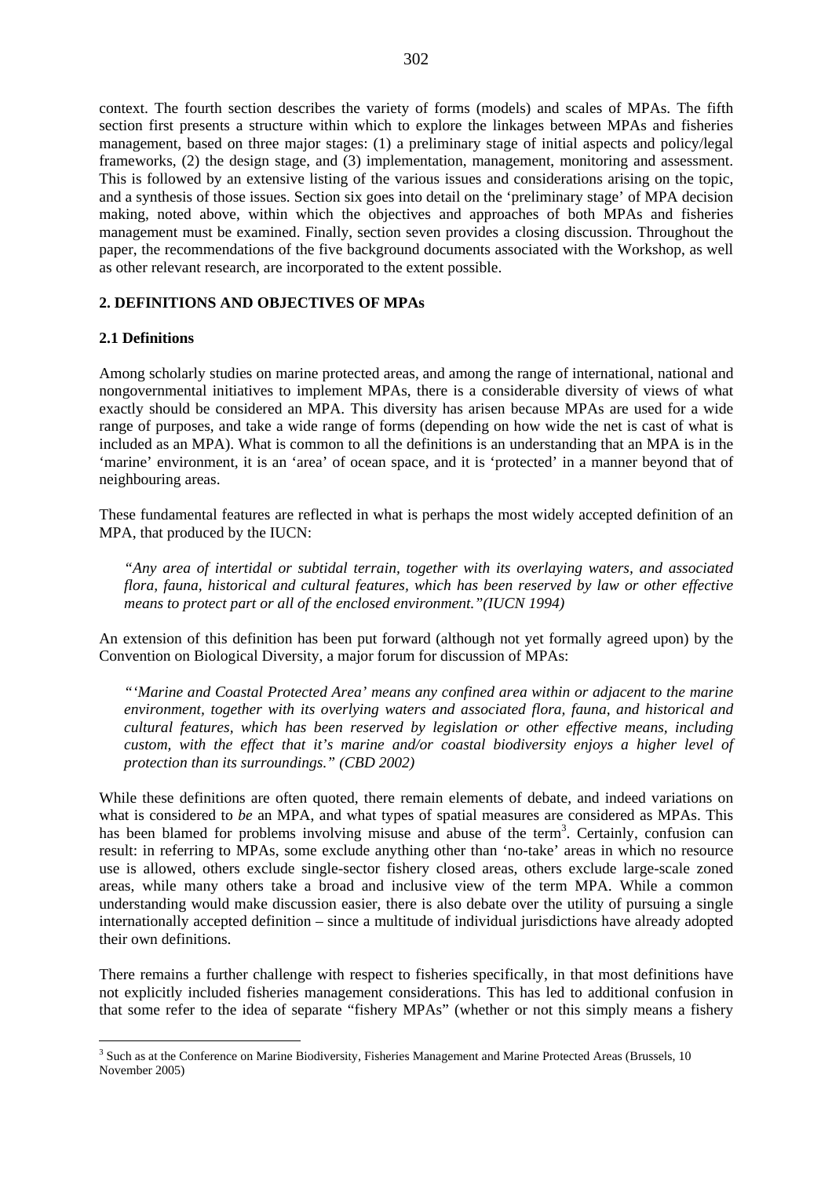context. The fourth section describes the variety of forms (models) and scales of MPAs. The fifth section first presents a structure within which to explore the linkages between MPAs and fisheries management, based on three major stages: (1) a preliminary stage of initial aspects and policy/legal frameworks, (2) the design stage, and (3) implementation, management, monitoring and assessment. This is followed by an extensive listing of the various issues and considerations arising on the topic, and a synthesis of those issues. Section six goes into detail on the 'preliminary stage' of MPA decision making, noted above, within which the objectives and approaches of both MPAs and fisheries management must be examined. Finally, section seven provides a closing discussion. Throughout the paper, the recommendations of the five background documents associated with the Workshop, as well as other relevant research, are incorporated to the extent possible.

## 2. DEFINITIONS AND OBJECTIVES OF MPAs

### 2.1 Definitions

Among scholarly studies on marine protected areas, and among the range of international, national and nongovernmental initiatives to implement MPAs, there is a considerable diversity of views of what exactly should be considered an MPA. This diversity has arisen because MPAs are used for a wide range of purposes, and take a wide range of forms (depending on how wide the net is cast of what is included as an MPA). What is common to all the definitions is an understanding that an MPA is in the 'marine' environment, it is an 'area' of ocean space, and it is 'protected' in a manner beyond that of neighbouring areas.

These fundamental features are reflected in what is perhaps the most widely accepted definition of an MPA, that produced by the IUCN:

> *"Any area of intertidal or subtidal terrain, together with its overlaying waters, and associated flora, fauna, historical and cultural features, which has been reserved by law or other effective means to protect part or all of the enclosed environment."(IUCN 1994)*

An extension of this definition has been put forward (although not yet formally agreed upon) by the Convention on Biological Diversity, a major forum for discussion of MPAs:

> *"'Marine and Coastal Protected Area' means any confined area within or adjacent to the marine environment, together with its overlying waters and associated flora, fauna, and historical and cultural features, which has been reserved by legislation or other effective means, including custom, with the effect that it's marine and/or coastal biodiversity enjoys a higher level of protection than its surroundings." (CBD 2002)*

While these definitions are often quoted, there remain elements of debate, and indeed variations on what is considered to *be* an MPA, and what types of spatial measures are considered as MPAs. This has been blamed for problems involving misuse and abuse of the term[3]. Certainly, confusion can result: in referring to MPAs, some exclude anything other than 'no-take' areas in which no resource use is allowed, others exclude single-sector fishery closed areas, others exclude large-scale zoned areas, while many others take a broad and inclusive view of the term MPA. While a common understanding would make discussion easier, there is also debate over the utility of pursuing a single internationally accepted definition – since a multitude of individual jurisdictions have already adopted their own definitions.

There remains a further challenge with respect to fisheries specifically, in that most definitions have not explicitly included fisheries management considerations. This has led to additional confusion in that some refer to the idea of separate "fishery MPAs" (whether or not this simply means a fishery

[3] Such as at the Conference on Marine Biodiversity, Fisheries Management and Marine Protected Areas (Brussels, 10 November 2005)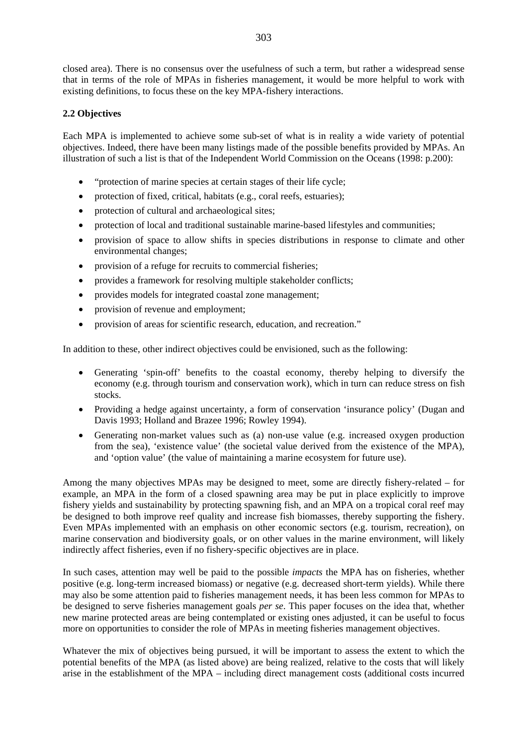closed area). There is no consensus over the usefulness of such a term, but rather a widespread sense that in terms of the role of MPAs in fisheries management, it would be more helpful to work with existing definitions, to focus these on the key MPA-fishery interactions.

### 2.2 Objectives

Each MPA is implemented to achieve some sub-set of what is in reality a wide variety of potential objectives. Indeed, there have been many listings made of the possible benefits provided by MPAs. An illustration of such a list is that of the Independent World Commission on the Oceans (1998: p.200):

- "protection of marine species at certain stages of their life cycle;
- protection of fixed, critical, habitats (e.g., coral reefs, estuaries);
- protection of cultural and archaeological sites;
- protection of local and traditional sustainable marine-based lifestyles and communities;
- provision of space to allow shifts in species distributions in response to climate and other environmental changes;
- provision of a refuge for recruits to commercial fisheries;
- provides a framework for resolving multiple stakeholder conflicts;
- provides models for integrated coastal zone management;
- provision of revenue and employment;
- provision of areas for scientific research, education, and recreation."

In addition to these, other indirect objectives could be envisioned, such as the following:

- Generating 'spin-off' benefits to the coastal economy, thereby helping to diversify the economy (e.g. through tourism and conservation work), which in turn can reduce stress on fish stocks.
- Providing a hedge against uncertainty, a form of conservation 'insurance policy' (Dugan and Davis 1993; Holland and Brazee 1996; Rowley 1994).
- Generating non-market values such as (a) non-use value (e.g. increased oxygen production from the sea), 'existence value' (the societal value derived from the existence of the MPA), and 'option value' (the value of maintaining a marine ecosystem for future use).

Among the many objectives MPAs may be designed to meet, some are directly fishery-related – for example, an MPA in the form of a closed spawning area may be put in place explicitly to improve fishery yields and sustainability by protecting spawning fish, and an MPA on a tropical coral reef may be designed to both improve reef quality and increase fish biomasses, thereby supporting the fishery. Even MPAs implemented with an emphasis on other economic sectors (e.g. tourism, recreation), on marine conservation and biodiversity goals, or on other values in the marine environment, will likely indirectly affect fisheries, even if no fishery-specific objectives are in place.

In such cases, attention may well be paid to the possible *impacts* the MPA has on fisheries, whether positive (e.g. long-term increased biomass) or negative (e.g. decreased short-term yields). While there may also be some attention paid to fisheries management needs, it has been less common for MPAs to be designed to serve fisheries management goals *per se*. This paper focuses on the idea that, whether new marine protected areas are being contemplated or existing ones adjusted, it can be useful to focus more on opportunities to consider the role of MPAs in meeting fisheries management objectives.

Whatever the mix of objectives being pursued, it will be important to assess the extent to which the potential benefits of the MPA (as listed above) are being realized, relative to the costs that will likely arise in the establishment of the MPA – including direct management costs (additional costs incurred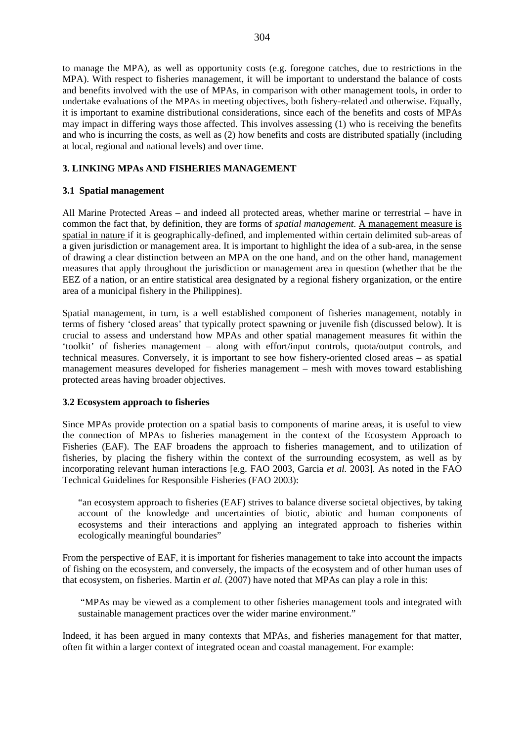to manage the MPA), as well as opportunity costs (e.g. foregone catches, due to restrictions in the MPA). With respect to fisheries management, it will be important to understand the balance of costs and benefits involved with the use of MPAs, in comparison with other management tools, in order to undertake evaluations of the MPAs in meeting objectives, both fishery-related and otherwise. Equally, it is important to examine distributional considerations, since each of the benefits and costs of MPAs may impact in differing ways those affected. This involves assessing (1) who is receiving the benefits and who is incurring the costs, as well as (2) how benefits and costs are distributed spatially (including at local, regional and national levels) and over time.

## 3. LINKING MPAs AND FISHERIES MANAGEMENT

### 3.1 Spatial management

All Marine Protected Areas – and indeed all protected areas, whether marine or terrestrial – have in common the fact that, by definition, they are forms of *spatial management*. A management measure is spatial in nature if it is geographically-defined, and implemented within certain delimited sub-areas of a given jurisdiction or management area. It is important to highlight the idea of a sub-area, in the sense of drawing a clear distinction between an MPA on the one hand, and on the other hand, management measures that apply throughout the jurisdiction or management area in question (whether that be the EEZ of a nation, or an entire statistical area designated by a regional fishery organization, or the entire area of a municipal fishery in the Philippines).

Spatial management, in turn, is a well established component of fisheries management, notably in terms of fishery 'closed areas' that typically protect spawning or juvenile fish (discussed below). It is crucial to assess and understand how MPAs and other spatial management measures fit within the 'toolkit' of fisheries management – along with effort/input controls, quota/output controls, and technical measures. Conversely, it is important to see how fishery-oriented closed areas – as spatial management measures developed for fisheries management – mesh with moves toward establishing protected areas having broader objectives.

### 3.2 Ecosystem approach to fisheries

Since MPAs provide protection on a spatial basis to components of marine areas, it is useful to view the connection of MPAs to fisheries management in the context of the Ecosystem Approach to Fisheries (EAF). The EAF broadens the approach to fisheries management, and to utilization of fisheries, by placing the fishery within the context of the surrounding ecosystem, as well as by incorporating relevant human interactions [e.g. FAO 2003, Garcia *et al.* 2003]. As noted in the FAO Technical Guidelines for Responsible Fisheries (FAO 2003):

> "an ecosystem approach to fisheries (EAF) strives to balance diverse societal objectives, by taking account of the knowledge and uncertainties of biotic, abiotic and human components of ecosystems and their interactions and applying an integrated approach to fisheries within ecologically meaningful boundaries"

From the perspective of EAF, it is important for fisheries management to take into account the impacts of fishing on the ecosystem, and conversely, the impacts of the ecosystem and of other human uses of that ecosystem, on fisheries. Martin *et al.* (2007) have noted that MPAs can play a role in this:

> "MPAs may be viewed as a complement to other fisheries management tools and integrated with sustainable management practices over the wider marine environment."

Indeed, it has been argued in many contexts that MPAs, and fisheries management for that matter, often fit within a larger context of integrated ocean and coastal management. For example: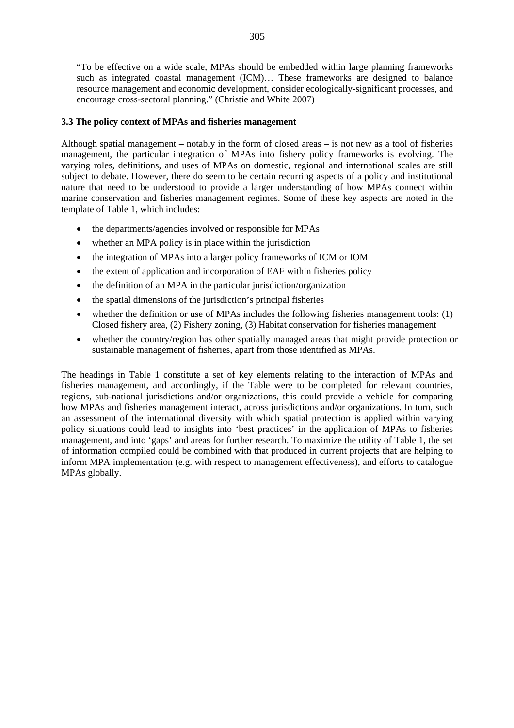"To be effective on a wide scale, MPAs should be embedded within large planning frameworks such as integrated coastal management (ICM)… These frameworks are designed to balance resource management and economic development, consider ecologically-significant processes, and encourage cross-sectoral planning." (Christie and White 2007)

### 3.3 The policy context of MPAs and fisheries management

Although spatial management – notably in the form of closed areas – is not new as a tool of fisheries management, the particular integration of MPAs into fishery policy frameworks is evolving. The varying roles, definitions, and uses of MPAs on domestic, regional and international scales are still subject to debate. However, there do seem to be certain recurring aspects of a policy and institutional nature that need to be understood to provide a larger understanding of how MPAs connect within marine conservation and fisheries management regimes. Some of these key aspects are noted in the template of Table 1, which includes:

- the departments/agencies involved or responsible for MPAs
- whether an MPA policy is in place within the jurisdiction
- the integration of MPAs into a larger policy frameworks of ICM or IOM
- the extent of application and incorporation of EAF within fisheries policy
- the definition of an MPA in the particular jurisdiction/organization
- the spatial dimensions of the jurisdiction's principal fisheries
- whether the definition or use of MPAs includes the following fisheries management tools: (1) Closed fishery area, (2) Fishery zoning, (3) Habitat conservation for fisheries management
- whether the country/region has other spatially managed areas that might provide protection or sustainable management of fisheries, apart from those identified as MPAs.

The headings in Table 1 constitute a set of key elements relating to the interaction of MPAs and fisheries management, and accordingly, if the Table were to be completed for relevant countries, regions, sub-national jurisdictions and/or organizations, this could provide a vehicle for comparing how MPAs and fisheries management interact, across jurisdictions and/or organizations. In turn, such an assessment of the international diversity with which spatial protection is applied within varying policy situations could lead to insights into 'best practices' in the application of MPAs to fisheries management, and into 'gaps' and areas for further research. To maximize the utility of Table 1, the set of information compiled could be combined with that produced in current projects that are helping to inform MPA implementation (e.g. with respect to management effectiveness), and efforts to catalogue MPAs globally.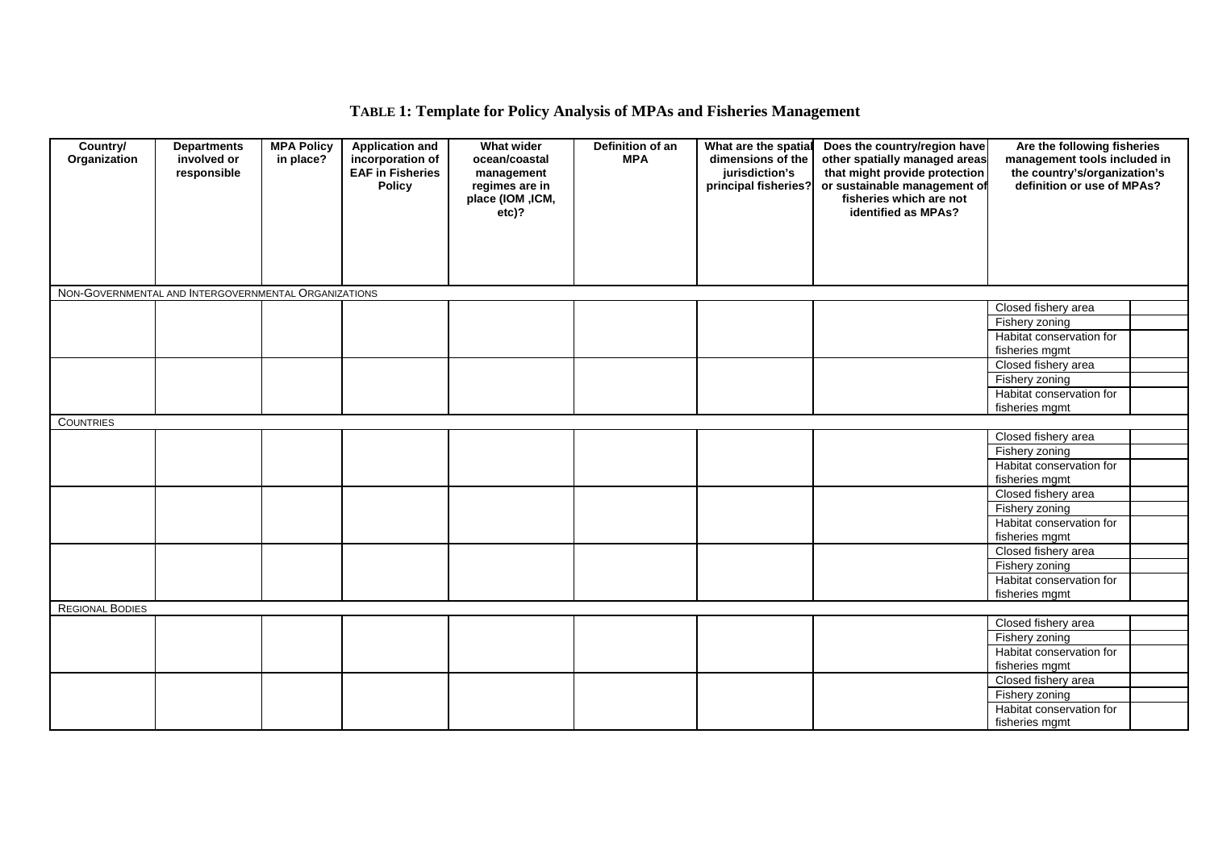**TABLE 1: Template for Policy Analysis of MPAs and Fisheries Management**

| Country/ Organization | Departments involved or responsible | MPA Policy in place? | Application and incorporation of EAF in Fisheries Policy | What wider ocean/coastal management regimes are in place (IOM ,ICM, etc)? | Definition of an MPA | What are the spatial dimensions of the jurisdiction's principal fisheries? | Does the country/region have other spatially managed areas that might provide protection or sustainable management of fisheries which are not identified as MPAs? | Are the following fisheries management tools included in the country's/organization's definition or use of MPAs? | |
|---|---|---|---|---|---|---|---|---|---|
| NON-GOVERNMENTAL AND INTERGOVERNMENTAL ORGANIZATIONS | | | | | | | | | |
| | | | | | | | | Closed fishery area | |
| | | | | | | | | Fishery zoning | |
| | | | | | | | | Habitat conservation for fisheries mgmt | |
| | | | | | | | | Closed fishery area | |
| | | | | | | | | Fishery zoning | |
| | | | | | | | | Habitat conservation for fisheries mgmt | |
| COUNTRIES | | | | | | | | | |
| | | | | | | | | Closed fishery area | |
| | | | | | | | | Fishery zoning | |
| | | | | | | | | Habitat conservation for fisheries mgmt | |
| | | | | | | | | Closed fishery area | |
| | | | | | | | | Fishery zoning | |
| | | | | | | | | Habitat conservation for fisheries mgmt | |
| | | | | | | | | Closed fishery area | |
| | | | | | | | | Fishery zoning | |
| | | | | | | | | Habitat conservation for fisheries mgmt | |
| REGIONAL BODIES | | | | | | | | | |
| | | | | | | | | Closed fishery area | |
| | | | | | | | | Fishery zoning | |
| | | | | | | | | Habitat conservation for fisheries mgmt | |
| | | | | | | | | Closed fishery area | |
| | | | | | | | | Fishery zoning | |
| | | | | | | | | Habitat conservation for fisheries mgmt | |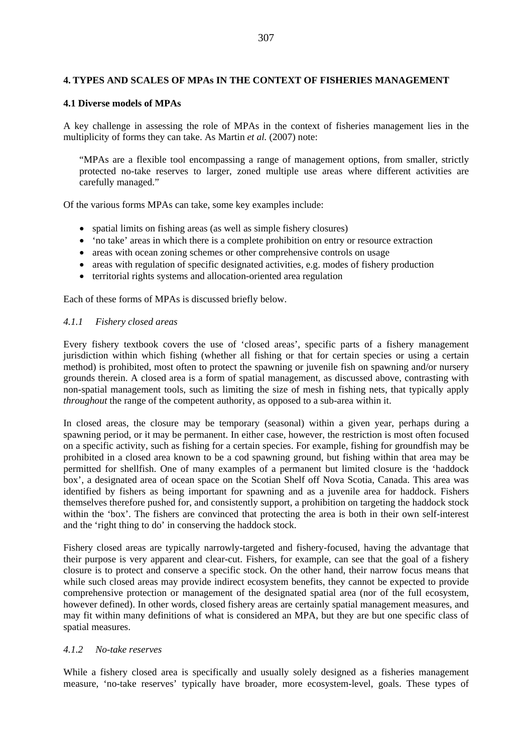## 4. TYPES AND SCALES OF MPAs IN THE CONTEXT OF FISHERIES MANAGEMENT

### 4.1 Diverse models of MPAs

A key challenge in assessing the role of MPAs in the context of fisheries management lies in the multiplicity of forms they can take. As Martin *et al.* (2007) note:

> "MPAs are a flexible tool encompassing a range of management options, from smaller, strictly protected no-take reserves to larger, zoned multiple use areas where different activities are carefully managed."

Of the various forms MPAs can take, some key examples include:

- spatial limits on fishing areas (as well as simple fishery closures)
- 'no take' areas in which there is a complete prohibition on entry or resource extraction
- areas with ocean zoning schemes or other comprehensive controls on usage
- areas with regulation of specific designated activities, e.g. modes of fishery production
- territorial rights systems and allocation-oriented area regulation

Each of these forms of MPAs is discussed briefly below.

#### *4.1.1 Fishery closed areas*

Every fishery textbook covers the use of 'closed areas', specific parts of a fishery management jurisdiction within which fishing (whether all fishing or that for certain species or using a certain method) is prohibited, most often to protect the spawning or juvenile fish on spawning and/or nursery grounds therein. A closed area is a form of spatial management, as discussed above, contrasting with non-spatial management tools, such as limiting the size of mesh in fishing nets, that typically apply *throughout* the range of the competent authority, as opposed to a sub-area within it.

In closed areas, the closure may be temporary (seasonal) within a given year, perhaps during a spawning period, or it may be permanent. In either case, however, the restriction is most often focused on a specific activity, such as fishing for a certain species. For example, fishing for groundfish may be prohibited in a closed area known to be a cod spawning ground, but fishing within that area may be permitted for shellfish. One of many examples of a permanent but limited closure is the 'haddock box', a designated area of ocean space on the Scotian Shelf off Nova Scotia, Canada. This area was identified by fishers as being important for spawning and as a juvenile area for haddock. Fishers themselves therefore pushed for, and consistently support, a prohibition on targeting the haddock stock within the 'box'. The fishers are convinced that protecting the area is both in their own self-interest and the 'right thing to do' in conserving the haddock stock.

Fishery closed areas are typically narrowly-targeted and fishery-focused, having the advantage that their purpose is very apparent and clear-cut. Fishers, for example, can see that the goal of a fishery closure is to protect and conserve a specific stock. On the other hand, their narrow focus means that while such closed areas may provide indirect ecosystem benefits, they cannot be expected to provide comprehensive protection or management of the designated spatial area (nor of the full ecosystem, however defined). In other words, closed fishery areas are certainly spatial management measures, and may fit within many definitions of what is considered an MPA, but they are but one specific class of spatial measures.

#### *4.1.2 No-take reserves*

While a fishery closed area is specifically and usually solely designed as a fisheries management measure, 'no-take reserves' typically have broader, more ecosystem-level, goals. These types of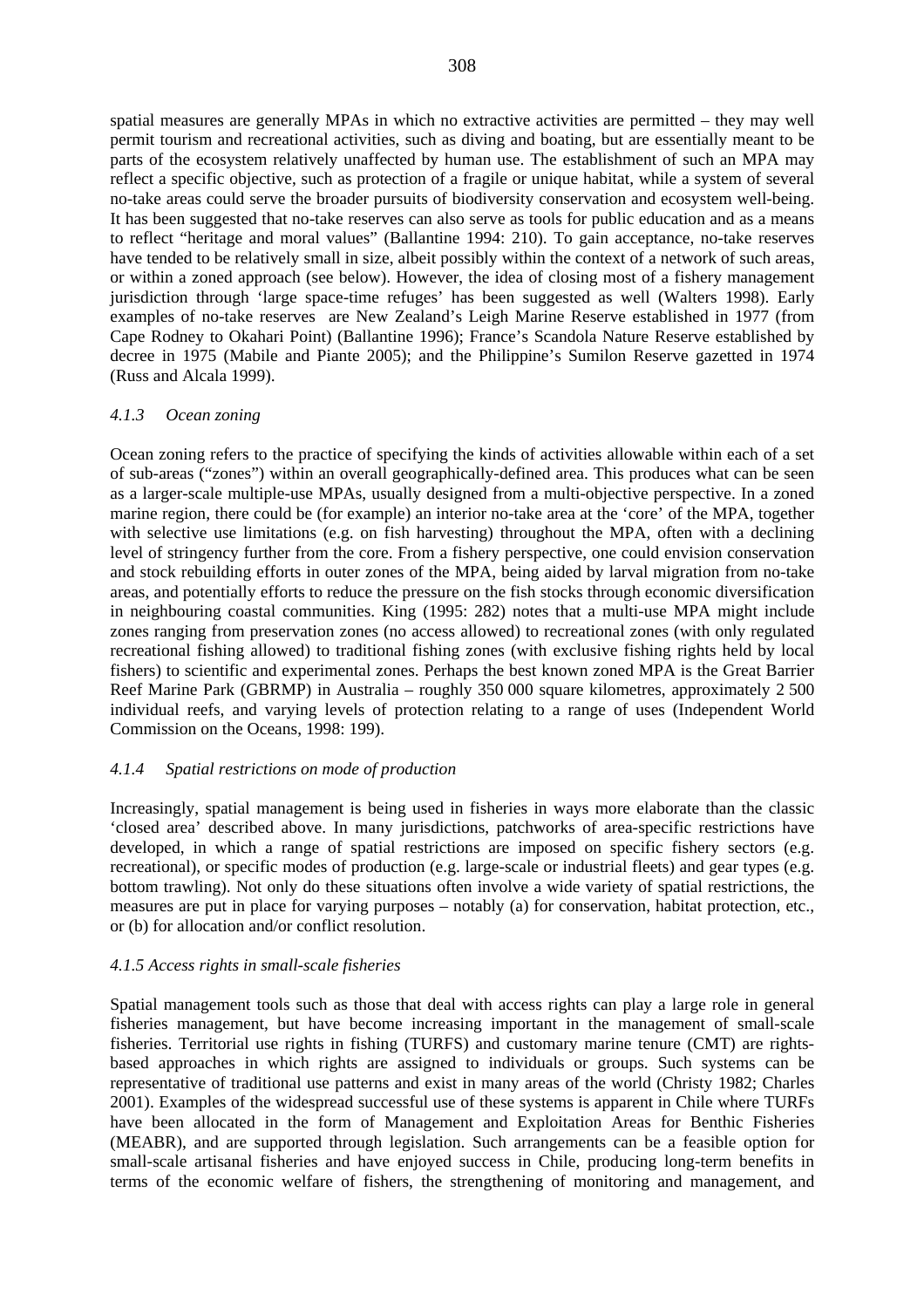spatial measures are generally MPAs in which no extractive activities are permitted – they may well permit tourism and recreational activities, such as diving and boating, but are essentially meant to be parts of the ecosystem relatively unaffected by human use. The establishment of such an MPA may reflect a specific objective, such as protection of a fragile or unique habitat, while a system of several no-take areas could serve the broader pursuits of biodiversity conservation and ecosystem well-being. It has been suggested that no-take reserves can also serve as tools for public education and as a means to reflect "heritage and moral values" (Ballantine 1994: 210). To gain acceptance, no-take reserves have tended to be relatively small in size, albeit possibly within the context of a network of such areas, or within a zoned approach (see below). However, the idea of closing most of a fishery management jurisdiction through 'large space-time refuges' has been suggested as well (Walters 1998). Early examples of no-take reserves are New Zealand's Leigh Marine Reserve established in 1977 (from Cape Rodney to Okahari Point) (Ballantine 1996); France's Scandola Nature Reserve established by decree in 1975 (Mabile and Piante 2005); and the Philippine's Sumilon Reserve gazetted in 1974 (Russ and Alcala 1999).

#### *4.1.3 Ocean zoning*

Ocean zoning refers to the practice of specifying the kinds of activities allowable within each of a set of sub-areas ("zones") within an overall geographically-defined area. This produces what can be seen as a larger-scale multiple-use MPAs, usually designed from a multi-objective perspective. In a zoned marine region, there could be (for example) an interior no-take area at the 'core' of the MPA, together with selective use limitations (e.g. on fish harvesting) throughout the MPA, often with a declining level of stringency further from the core. From a fishery perspective, one could envision conservation and stock rebuilding efforts in outer zones of the MPA, being aided by larval migration from no-take areas, and potentially efforts to reduce the pressure on the fish stocks through economic diversification in neighbouring coastal communities. King (1995: 282) notes that a multi-use MPA might include zones ranging from preservation zones (no access allowed) to recreational zones (with only regulated recreational fishing allowed) to traditional fishing zones (with exclusive fishing rights held by local fishers) to scientific and experimental zones. Perhaps the best known zoned MPA is the Great Barrier Reef Marine Park (GBRMP) in Australia – roughly 350 000 square kilometres, approximately 2 500 individual reefs, and varying levels of protection relating to a range of uses (Independent World Commission on the Oceans, 1998: 199).

#### *4.1.4 Spatial restrictions on mode of production*

Increasingly, spatial management is being used in fisheries in ways more elaborate than the classic 'closed area' described above. In many jurisdictions, patchworks of area-specific restrictions have developed, in which a range of spatial restrictions are imposed on specific fishery sectors (e.g. recreational), or specific modes of production (e.g. large-scale or industrial fleets) and gear types (e.g. bottom trawling). Not only do these situations often involve a wide variety of spatial restrictions, the measures are put in place for varying purposes – notably (a) for conservation, habitat protection, etc., or (b) for allocation and/or conflict resolution.

#### *4.1.5 Access rights in small-scale fisheries*

Spatial management tools such as those that deal with access rights can play a large role in general fisheries management, but have become increasing important in the management of small-scale fisheries. Territorial use rights in fishing (TURFS) and customary marine tenure (CMT) are rights-based approaches in which rights are assigned to individuals or groups. Such systems can be representative of traditional use patterns and exist in many areas of the world (Christy 1982; Charles 2001). Examples of the widespread successful use of these systems is apparent in Chile where TURFs have been allocated in the form of Management and Exploitation Areas for Benthic Fisheries (MEABR), and are supported through legislation. Such arrangements can be a feasible option for small-scale artisanal fisheries and have enjoyed success in Chile, producing long-term benefits in terms of the economic welfare of fishers, the strengthening of monitoring and management, and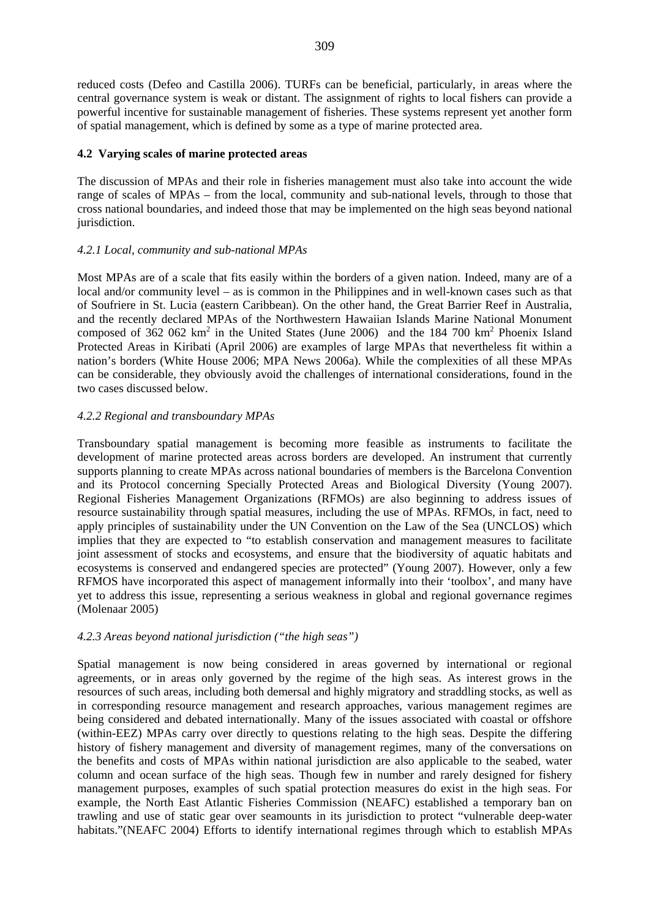reduced costs (Defeo and Castilla 2006). TURFs can be beneficial, particularly, in areas where the central governance system is weak or distant. The assignment of rights to local fishers can provide a powerful incentive for sustainable management of fisheries. These systems represent yet another form of spatial management, which is defined by some as a type of marine protected area.

### 4.2 Varying scales of marine protected areas

The discussion of MPAs and their role in fisheries management must also take into account the wide range of scales of MPAs – from the local, community and sub-national levels, through to those that cross national boundaries, and indeed those that may be implemented on the high seas beyond national jurisdiction.

#### *4.2.1 Local, community and sub-national MPAs*

Most MPAs are of a scale that fits easily within the borders of a given nation. Indeed, many are of a local and/or community level – as is common in the Philippines and in well-known cases such as that of Soufriere in St. Lucia (eastern Caribbean). On the other hand, the Great Barrier Reef in Australia, and the recently declared MPAs of the Northwestern Hawaiian Islands Marine National Monument composed of 362 062 km$^2$ in the United States (June 2006) and the 184 700 km$^2$ Phoenix Island Protected Areas in Kiribati (April 2006) are examples of large MPAs that nevertheless fit within a nation's borders (White House 2006; MPA News 2006a). While the complexities of all these MPAs can be considerable, they obviously avoid the challenges of international considerations, found in the two cases discussed below.

#### *4.2.2 Regional and transboundary MPAs*

Transboundary spatial management is becoming more feasible as instruments to facilitate the development of marine protected areas across borders are developed. An instrument that currently supports planning to create MPAs across national boundaries of members is the Barcelona Convention and its Protocol concerning Specially Protected Areas and Biological Diversity (Young 2007). Regional Fisheries Management Organizations (RFMOs) are also beginning to address issues of resource sustainability through spatial measures, including the use of MPAs. RFMOs, in fact, need to apply principles of sustainability under the UN Convention on the Law of the Sea (UNCLOS) which implies that they are expected to "to establish conservation and management measures to facilitate joint assessment of stocks and ecosystems, and ensure that the biodiversity of aquatic habitats and ecosystems is conserved and endangered species are protected" (Young 2007). However, only a few RFMOS have incorporated this aspect of management informally into their 'toolbox', and many have yet to address this issue, representing a serious weakness in global and regional governance regimes (Molenaar 2005)

#### *4.2.3 Areas beyond national jurisdiction ("the high seas")*

Spatial management is now being considered in areas governed by international or regional agreements, or in areas only governed by the regime of the high seas. As interest grows in the resources of such areas, including both demersal and highly migratory and straddling stocks, as well as in corresponding resource management and research approaches, various management regimes are being considered and debated internationally. Many of the issues associated with coastal or offshore (within-EEZ) MPAs carry over directly to questions relating to the high seas. Despite the differing history of fishery management and diversity of management regimes, many of the conversations on the benefits and costs of MPAs within national jurisdiction are also applicable to the seabed, water column and ocean surface of the high seas. Though few in number and rarely designed for fishery management purposes, examples of such spatial protection measures do exist in the high seas. For example, the North East Atlantic Fisheries Commission (NEAFC) established a temporary ban on trawling and use of static gear over seamounts in its jurisdiction to protect "vulnerable deep-water habitats."(NEAFC 2004) Efforts to identify international regimes through which to establish MPAs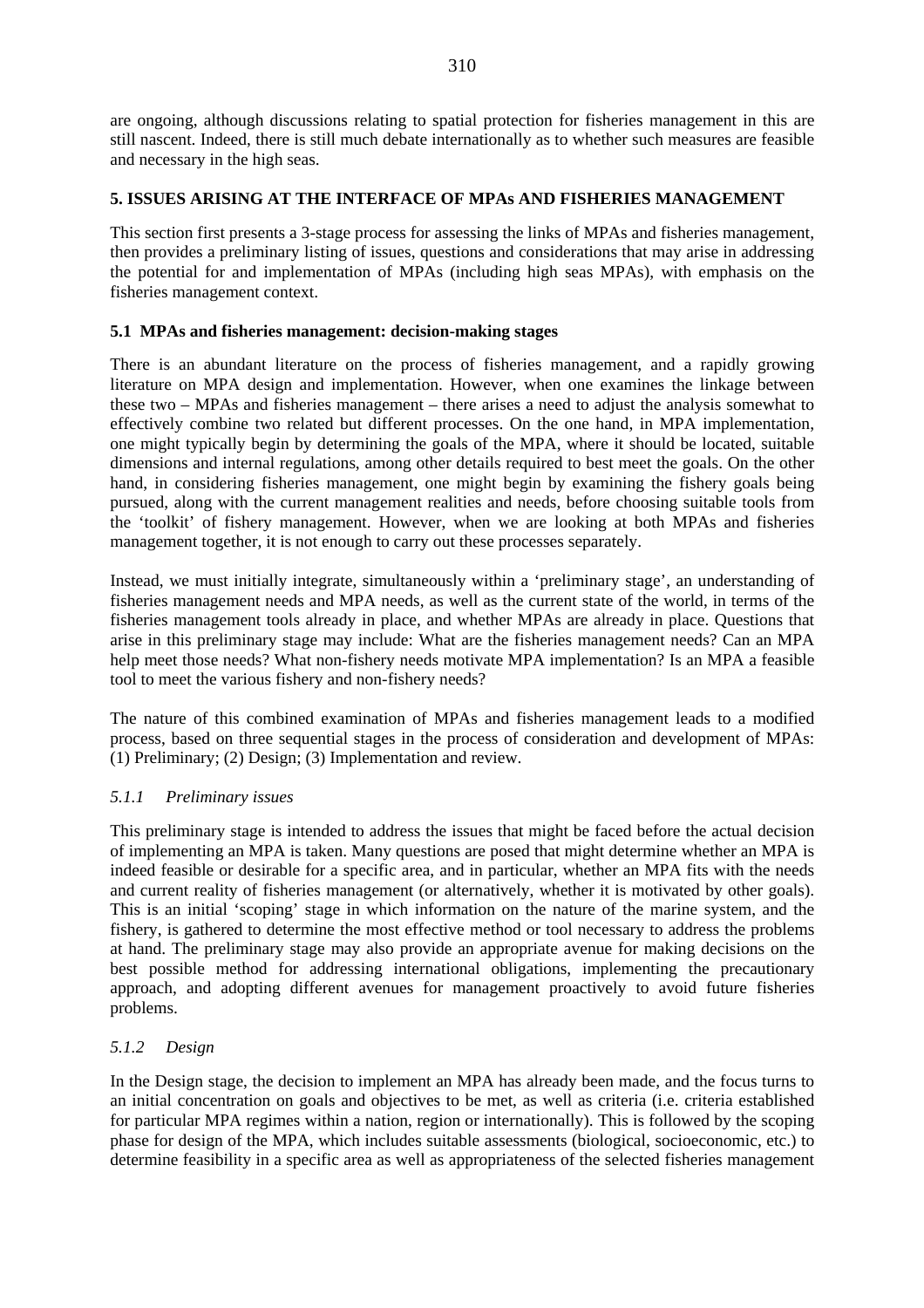are ongoing, although discussions relating to spatial protection for fisheries management in this are still nascent. Indeed, there is still much debate internationally as to whether such measures are feasible and necessary in the high seas.

## 5. ISSUES ARISING AT THE INTERFACE OF MPAs AND FISHERIES MANAGEMENT

This section first presents a 3-stage process for assessing the links of MPAs and fisheries management, then provides a preliminary listing of issues, questions and considerations that may arise in addressing the potential for and implementation of MPAs (including high seas MPAs), with emphasis on the fisheries management context.

### 5.1 MPAs and fisheries management: decision-making stages

There is an abundant literature on the process of fisheries management, and a rapidly growing literature on MPA design and implementation. However, when one examines the linkage between these two – MPAs and fisheries management – there arises a need to adjust the analysis somewhat to effectively combine two related but different processes. On the one hand, in MPA implementation, one might typically begin by determining the goals of the MPA, where it should be located, suitable dimensions and internal regulations, among other details required to best meet the goals. On the other hand, in considering fisheries management, one might begin by examining the fishery goals being pursued, along with the current management realities and needs, before choosing suitable tools from the 'toolkit' of fishery management. However, when we are looking at both MPAs and fisheries management together, it is not enough to carry out these processes separately.

Instead, we must initially integrate, simultaneously within a 'preliminary stage', an understanding of fisheries management needs and MPA needs, as well as the current state of the world, in terms of the fisheries management tools already in place, and whether MPAs are already in place. Questions that arise in this preliminary stage may include: What are the fisheries management needs? Can an MPA help meet those needs? What non-fishery needs motivate MPA implementation? Is an MPA a feasible tool to meet the various fishery and non-fishery needs?

The nature of this combined examination of MPAs and fisheries management leads to a modified process, based on three sequential stages in the process of consideration and development of MPAs: (1) Preliminary; (2) Design; (3) Implementation and review.

#### *5.1.1 Preliminary issues*

This preliminary stage is intended to address the issues that might be faced before the actual decision of implementing an MPA is taken. Many questions are posed that might determine whether an MPA is indeed feasible or desirable for a specific area, and in particular, whether an MPA fits with the needs and current reality of fisheries management (or alternatively, whether it is motivated by other goals). This is an initial 'scoping' stage in which information on the nature of the marine system, and the fishery, is gathered to determine the most effective method or tool necessary to address the problems at hand. The preliminary stage may also provide an appropriate avenue for making decisions on the best possible method for addressing international obligations, implementing the precautionary approach, and adopting different avenues for management proactively to avoid future fisheries problems.

#### *5.1.2 Design*

In the Design stage, the decision to implement an MPA has already been made, and the focus turns to an initial concentration on goals and objectives to be met, as well as criteria (i.e. criteria established for particular MPA regimes within a nation, region or internationally). This is followed by the scoping phase for design of the MPA, which includes suitable assessments (biological, socioeconomic, etc.) to determine feasibility in a specific area as well as appropriateness of the selected fisheries management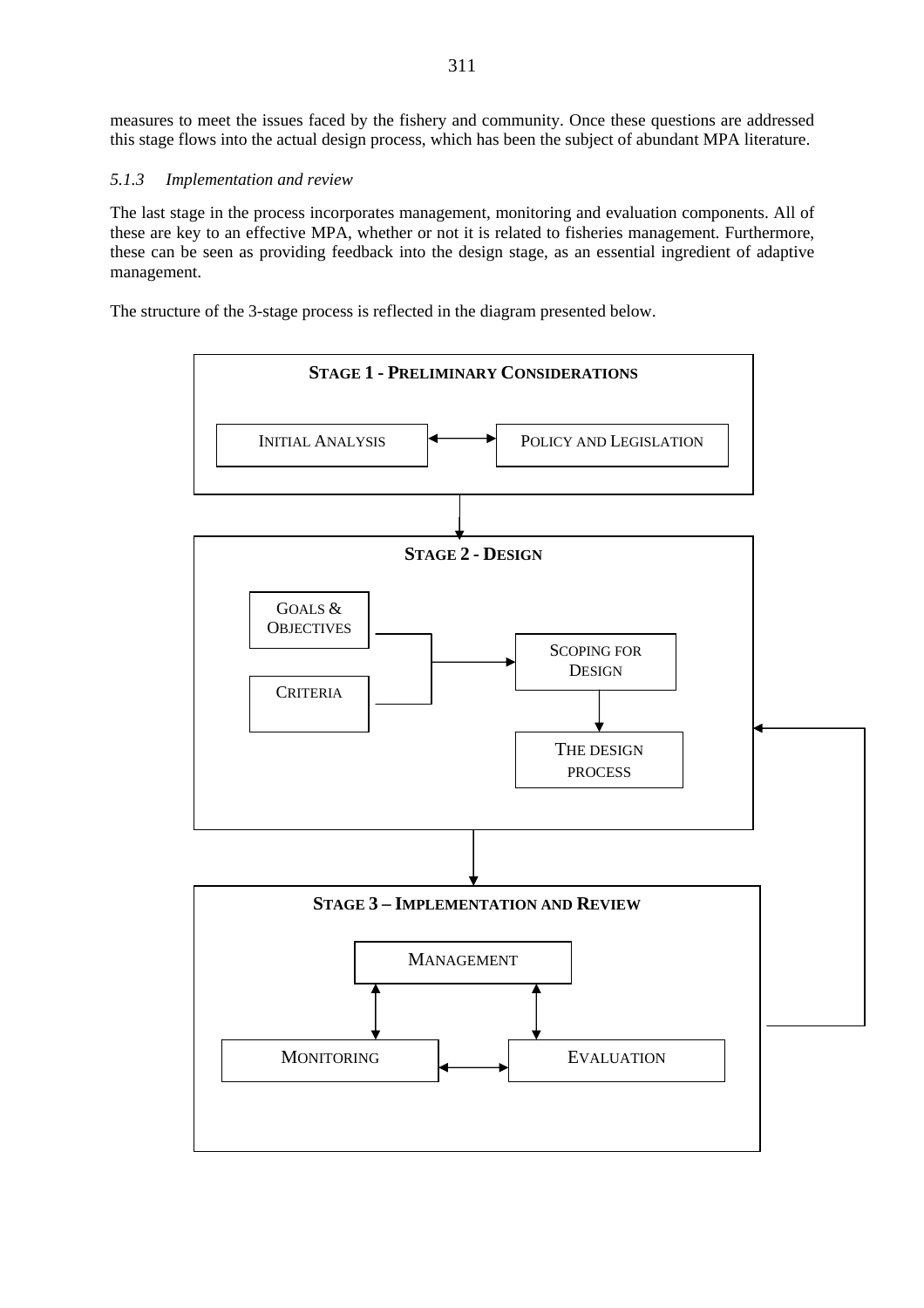measures to meet the issues faced by the fishery and community. Once these questions are addressed this stage flows into the actual design process, which has been the subject of abundant MPA literature.

### *5.1.3 Implementation and review*

The last stage in the process incorporates management, monitoring and evaluation components. All of these are key to an effective MPA, whether or not it is related to fisheries management. Furthermore, these can be seen as providing feedback into the design stage, as an essential ingredient of adaptive management.

The structure of the 3-stage process is reflected in the diagram presented below.

**STAGE 1 - PRELIMINARY CONSIDERATIONS**

INITIAL ANALYSIS ↔ POLICY AND LEGISLATION

**STAGE 2 - DESIGN**

GOALS & OBJECTIVES

CRITERIA

SCOPING FOR DESIGN

THE DESIGN PROCESS

**STAGE 3 – IMPLEMENTATION AND REVIEW**

MANAGEMENT

MONITORING ↔ EVALUATION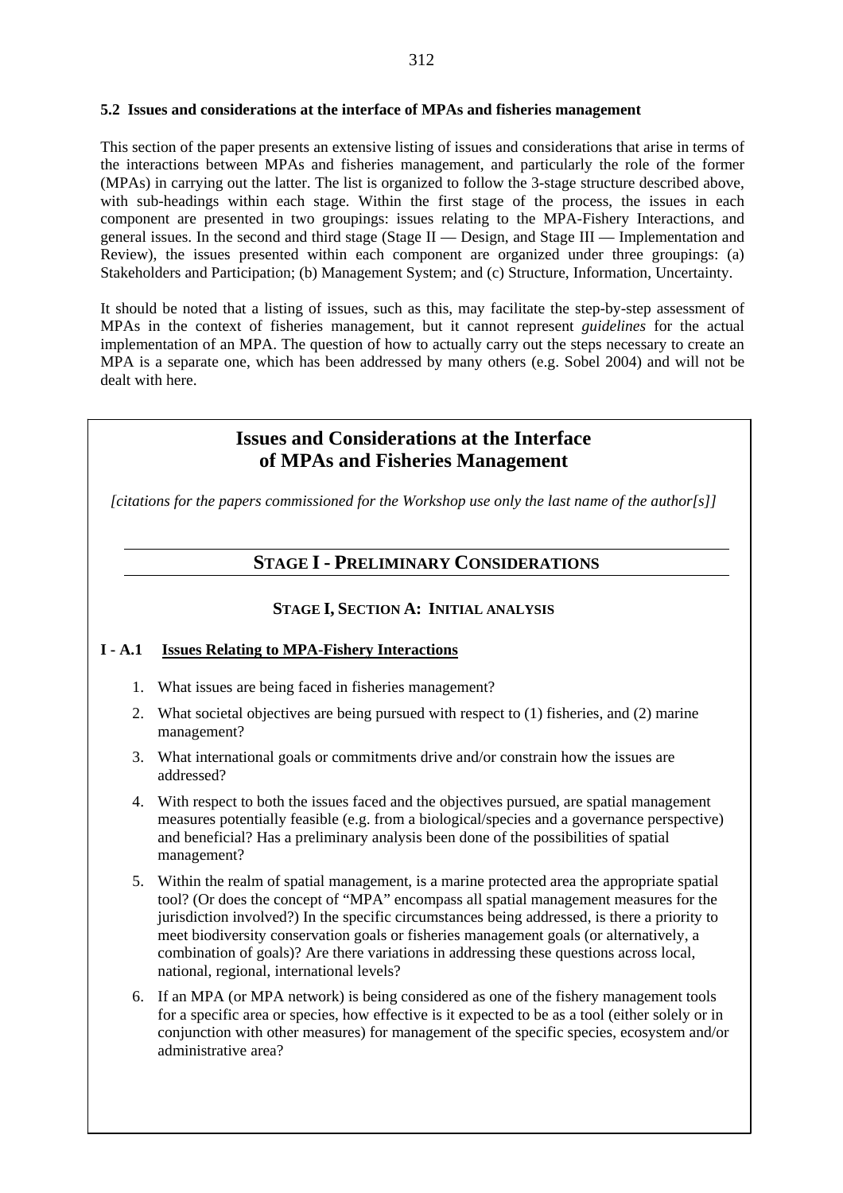### 5.2 Issues and considerations at the interface of MPAs and fisheries management

This section of the paper presents an extensive listing of issues and considerations that arise in terms of the interactions between MPAs and fisheries management, and particularly the role of the former (MPAs) in carrying out the latter. The list is organized to follow the 3-stage structure described above, with sub-headings within each stage. Within the first stage of the process, the issues in each component are presented in two groupings: issues relating to the MPA-Fishery Interactions, and general issues. In the second and third stage (Stage II — Design, and Stage III — Implementation and Review), the issues presented within each component are organized under three groupings: (a) Stakeholders and Participation; (b) Management System; and (c) Structure, Information, Uncertainty.

It should be noted that a listing of issues, such as this, may facilitate the step-by-step assessment of MPAs in the context of fisheries management, but it cannot represent *guidelines* for the actual implementation of an MPA. The question of how to actually carry out the steps necessary to create an MPA is a separate one, which has been addressed by many others (e.g. Sobel 2004) and will not be dealt with here.

## Issues and Considerations at the Interface of MPAs and Fisheries Management

*[citations for the papers commissioned for the Workshop use only the last name of the author[s]]*

## STAGE I - PRELIMINARY CONSIDERATIONS

### STAGE I, SECTION A: INITIAL ANALYSIS

#### I - A.1 Issues Relating to MPA-Fishery Interactions

1. What issues are being faced in fisheries management?
2. What societal objectives are being pursued with respect to (1) fisheries, and (2) marine management?
3. What international goals or commitments drive and/or constrain how the issues are addressed?
4. With respect to both the issues faced and the objectives pursued, are spatial management measures potentially feasible (e.g. from a biological/species and a governance perspective) and beneficial? Has a preliminary analysis been done of the possibilities of spatial management?
5. Within the realm of spatial management, is a marine protected area the appropriate spatial tool? (Or does the concept of "MPA" encompass all spatial management measures for the jurisdiction involved?) In the specific circumstances being addressed, is there a priority to meet biodiversity conservation goals or fisheries management goals (or alternatively, a combination of goals)? Are there variations in addressing these questions across local, national, regional, international levels?
6. If an MPA (or MPA network) is being considered as one of the fishery management tools for a specific area or species, how effective is it expected to be as a tool (either solely or in conjunction with other measures) for management of the specific species, ecosystem and/or administrative area?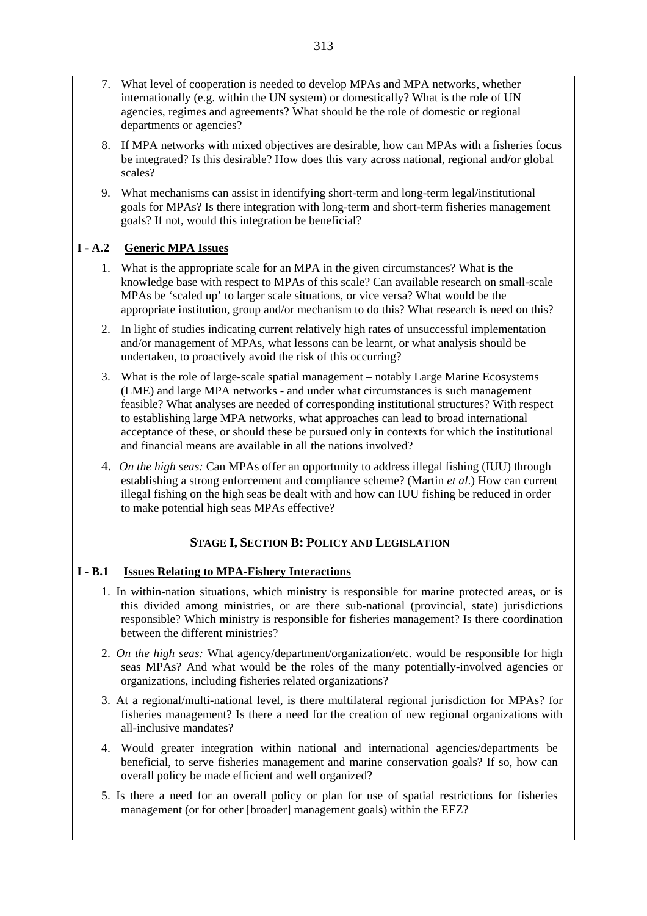7. What level of cooperation is needed to develop MPAs and MPA networks, whether internationally (e.g. within the UN system) or domestically? What is the role of UN agencies, regimes and agreements? What should be the role of domestic or regional departments or agencies?

8. If MPA networks with mixed objectives are desirable, how can MPAs with a fisheries focus be integrated? Is this desirable? How does this vary across national, regional and/or global scales?

9. What mechanisms can assist in identifying short-term and long-term legal/institutional goals for MPAs? Is there integration with long-term and short-term fisheries management goals? If not, would this integration be beneficial?

### I - A.2 Generic MPA Issues

1. What is the appropriate scale for an MPA in the given circumstances? What is the knowledge base with respect to MPAs of this scale? Can available research on small-scale MPAs be 'scaled up' to larger scale situations, or vice versa? What would be the appropriate institution, group and/or mechanism to do this? What research is need on this?

2. In light of studies indicating current relatively high rates of unsuccessful implementation and/or management of MPAs, what lessons can be learnt, or what analysis should be undertaken, to proactively avoid the risk of this occurring?

3. What is the role of large-scale spatial management – notably Large Marine Ecosystems (LME) and large MPA networks - and under what circumstances is such management feasible? What analyses are needed of corresponding institutional structures? With respect to establishing large MPA networks, what approaches can lead to broad international acceptance of these, or should these be pursued only in contexts for which the institutional and financial means are available in all the nations involved?

4. *On the high seas:* Can MPAs offer an opportunity to address illegal fishing (IUU) through establishing a strong enforcement and compliance scheme? (Martin *et al*.) How can current illegal fishing on the high seas be dealt with and how can IUU fishing be reduced in order to make potential high seas MPAs effective?

## STAGE I, SECTION B: POLICY AND LEGISLATION

### I - B.1 Issues Relating to MPA-Fishery Interactions

1. In within-nation situations, which ministry is responsible for marine protected areas, or is this divided among ministries, or are there sub-national (provincial, state) jurisdictions responsible? Which ministry is responsible for fisheries management? Is there coordination between the different ministries?

2. *On the high seas:* What agency/department/organization/etc. would be responsible for high seas MPAs? And what would be the roles of the many potentially-involved agencies or organizations, including fisheries related organizations?

3. At a regional/multi-national level, is there multilateral regional jurisdiction for MPAs? for fisheries management? Is there a need for the creation of new regional organizations with all-inclusive mandates?

4. Would greater integration within national and international agencies/departments be beneficial, to serve fisheries management and marine conservation goals? If so, how can overall policy be made efficient and well organized?

5. Is there a need for an overall policy or plan for use of spatial restrictions for fisheries management (or for other [broader] management goals) within the EEZ?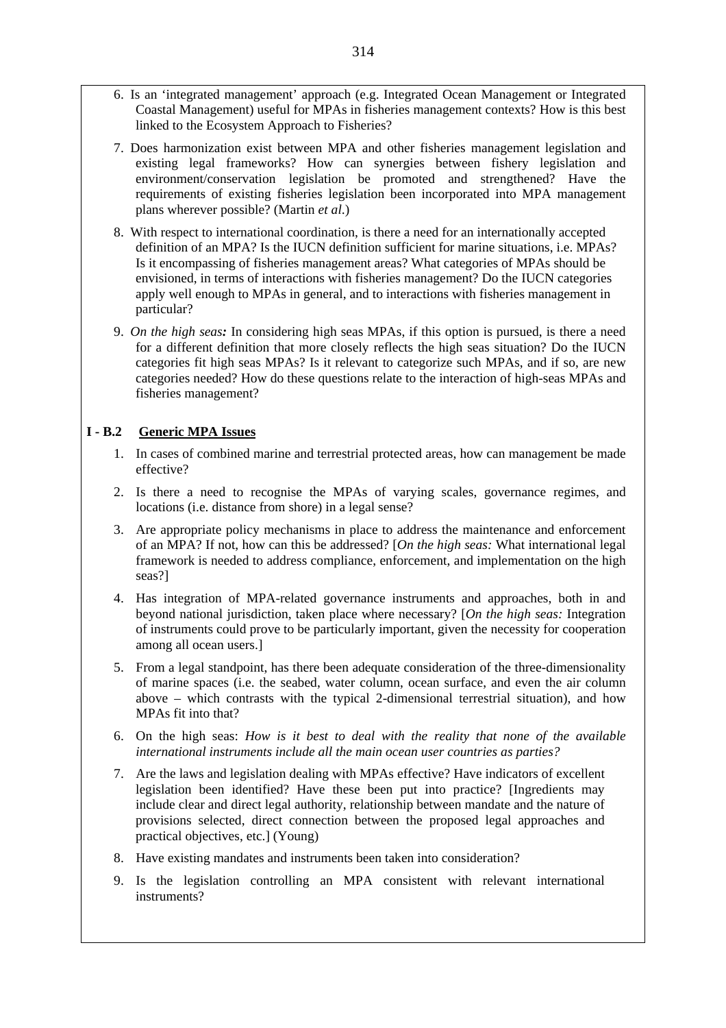6. Is an 'integrated management' approach (e.g. Integrated Ocean Management or Integrated Coastal Management) useful for MPAs in fisheries management contexts? How is this best linked to the Ecosystem Approach to Fisheries?

7. Does harmonization exist between MPA and other fisheries management legislation and existing legal frameworks? How can synergies between fishery legislation and environment/conservation legislation be promoted and strengthened? Have the requirements of existing fisheries legislation been incorporated into MPA management plans wherever possible? (Martin *et al.*)

8. With respect to international coordination, is there a need for an internationally accepted definition of an MPA? Is the IUCN definition sufficient for marine situations, i.e. MPAs? Is it encompassing of fisheries management areas? What categories of MPAs should be envisioned, in terms of interactions with fisheries management? Do the IUCN categories apply well enough to MPAs in general, and to interactions with fisheries management in particular?

9. *On the high seas:* In considering high seas MPAs, if this option is pursued, is there a need for a different definition that more closely reflects the high seas situation? Do the IUCN categories fit high seas MPAs? Is it relevant to categorize such MPAs, and if so, are new categories needed? How do these questions relate to the interaction of high-seas MPAs and fisheries management?

## I - B.2 Generic MPA Issues

1. In cases of combined marine and terrestrial protected areas, how can management be made effective?

2. Is there a need to recognise the MPAs of varying scales, governance regimes, and locations (i.e. distance from shore) in a legal sense?

3. Are appropriate policy mechanisms in place to address the maintenance and enforcement of an MPA? If not, how can this be addressed? [*On the high seas:* What international legal framework is needed to address compliance, enforcement, and implementation on the high seas?]

4. Has integration of MPA-related governance instruments and approaches, both in and beyond national jurisdiction, taken place where necessary? [*On the high seas:* Integration of instruments could prove to be particularly important, given the necessity for cooperation among all ocean users.]

5. From a legal standpoint, has there been adequate consideration of the three-dimensionality of marine spaces (i.e. the seabed, water column, ocean surface, and even the air column above – which contrasts with the typical 2-dimensional terrestrial situation), and how MPAs fit into that?

6. On the high seas: *How is it best to deal with the reality that none of the available international instruments include all the main ocean user countries as parties?*

7. Are the laws and legislation dealing with MPAs effective? Have indicators of excellent legislation been identified? Have these been put into practice? [Ingredients may include clear and direct legal authority, relationship between mandate and the nature of provisions selected, direct connection between the proposed legal approaches and practical objectives, etc.] (Young)

8. Have existing mandates and instruments been taken into consideration?

9. Is the legislation controlling an MPA consistent with relevant international instruments?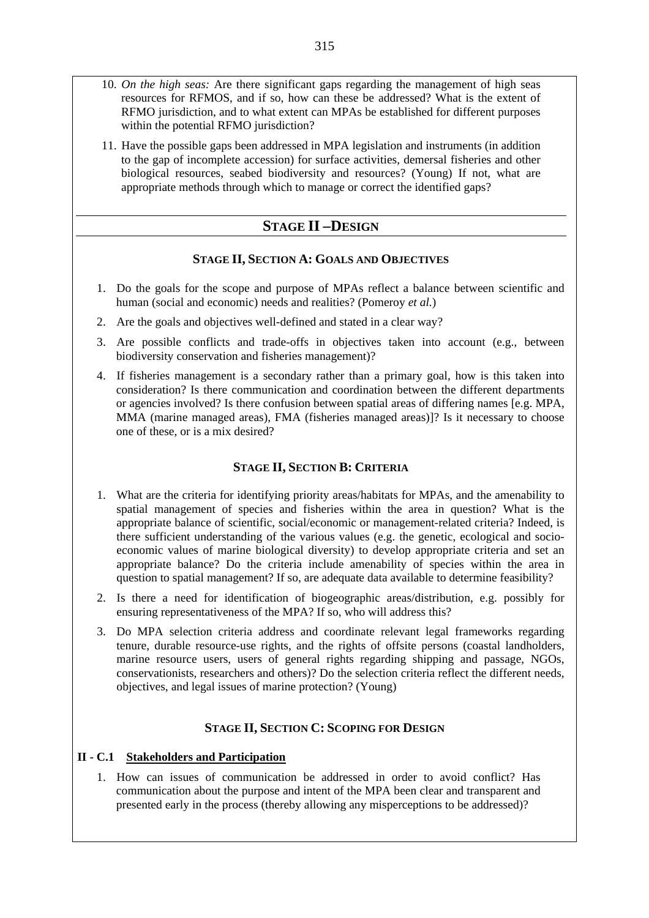10. *On the high seas:* Are there significant gaps regarding the management of high seas resources for RFMOS, and if so, how can these be addressed? What is the extent of RFMO jurisdiction, and to what extent can MPAs be established for different purposes within the potential RFMO jurisdiction?

11. Have the possible gaps been addressed in MPA legislation and instruments (in addition to the gap of incomplete accession) for surface activities, demersal fisheries and other biological resources, seabed biodiversity and resources? (Young) If not, what are appropriate methods through which to manage or correct the identified gaps?

## STAGE II – DESIGN

### STAGE II, SECTION A: GOALS AND OBJECTIVES

1. Do the goals for the scope and purpose of MPAs reflect a balance between scientific and human (social and economic) needs and realities? (Pomeroy *et al.*)
2. Are the goals and objectives well-defined and stated in a clear way?
3. Are possible conflicts and trade-offs in objectives taken into account (e.g., between biodiversity conservation and fisheries management)?
4. If fisheries management is a secondary rather than a primary goal, how is this taken into consideration? Is there communication and coordination between the different departments or agencies involved? Is there confusion between spatial areas of differing names [e.g. MPA, MMA (marine managed areas), FMA (fisheries managed areas)]? Is it necessary to choose one of these, or is a mix desired?

### STAGE II, SECTION B: CRITERIA

1. What are the criteria for identifying priority areas/habitats for MPAs, and the amenability to spatial management of species and fisheries within the area in question? What is the appropriate balance of scientific, social/economic or management-related criteria? Indeed, is there sufficient understanding of the various values (e.g. the genetic, ecological and socio-economic values of marine biological diversity) to develop appropriate criteria and set an appropriate balance? Do the criteria include amenability of species within the area in question to spatial management? If so, are adequate data available to determine feasibility?
2. Is there a need for identification of biogeographic areas/distribution, e.g. possibly for ensuring representativeness of the MPA? If so, who will address this?
3. Do MPA selection criteria address and coordinate relevant legal frameworks regarding tenure, durable resource-use rights, and the rights of offsite persons (coastal landholders, marine resource users, users of general rights regarding shipping and passage, NGOs, conservationists, researchers and others)? Do the selection criteria reflect the different needs, objectives, and legal issues of marine protection? (Young)

### STAGE II, SECTION C: SCOPING FOR DESIGN

#### II - C.1 Stakeholders and Participation

1. How can issues of communication be addressed in order to avoid conflict? Has communication about the purpose and intent of the MPA been clear and transparent and presented early in the process (thereby allowing any misperceptions to be addressed)?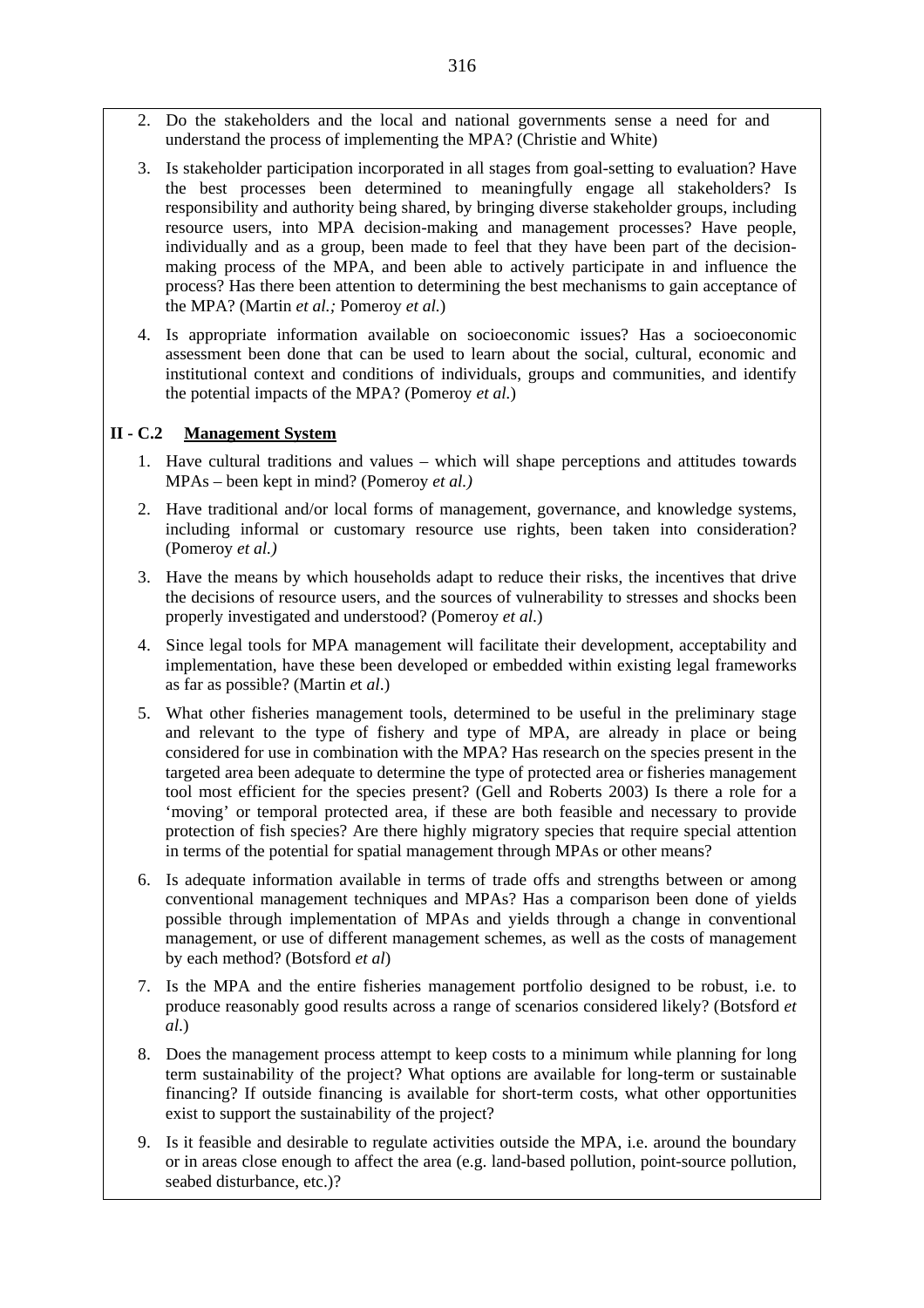2. Do the stakeholders and the local and national governments sense a need for and understand the process of implementing the MPA? (Christie and White)

3. Is stakeholder participation incorporated in all stages from goal-setting to evaluation? Have the best processes been determined to meaningfully engage all stakeholders? Is responsibility and authority being shared, by bringing diverse stakeholder groups, including resource users, into MPA decision-making and management processes? Have people, individually and as a group, been made to feel that they have been part of the decision-making process of the MPA, and been able to actively participate in and influence the process? Has there been attention to determining the best mechanisms to gain acceptance of the MPA? (Martin *et al.;* Pomeroy *et al.*)

4. Is appropriate information available on socioeconomic issues? Has a socioeconomic assessment been done that can be used to learn about the social, cultural, economic and institutional context and conditions of individuals, groups and communities, and identify the potential impacts of the MPA? (Pomeroy *et al.*)

### II - C.2 Management System

1. Have cultural traditions and values – which will shape perceptions and attitudes towards MPAs – been kept in mind? (Pomeroy *et al.)*

2. Have traditional and/or local forms of management, governance, and knowledge systems, including informal or customary resource use rights, been taken into consideration? (Pomeroy *et al.)*

3. Have the means by which households adapt to reduce their risks, the incentives that drive the decisions of resource users, and the sources of vulnerability to stresses and shocks been properly investigated and understood? (Pomeroy *et al.*)

4. Since legal tools for MPA management will facilitate their development, acceptability and implementation, have these been developed or embedded within existing legal frameworks as far as possible? (Martin *et al.*)

5. What other fisheries management tools, determined to be useful in the preliminary stage and relevant to the type of fishery and type of MPA, are already in place or being considered for use in combination with the MPA? Has research on the species present in the targeted area been adequate to determine the type of protected area or fisheries management tool most efficient for the species present? (Gell and Roberts 2003) Is there a role for a 'moving' or temporal protected area, if these are both feasible and necessary to provide protection of fish species? Are there highly migratory species that require special attention in terms of the potential for spatial management through MPAs or other means?

6. Is adequate information available in terms of trade offs and strengths between or among conventional management techniques and MPAs? Has a comparison been done of yields possible through implementation of MPAs and yields through a change in conventional management, or use of different management schemes, as well as the costs of management by each method? (Botsford *et al*)

7. Is the MPA and the entire fisheries management portfolio designed to be robust, i.e. to produce reasonably good results across a range of scenarios considered likely? (Botsford *et al.*)

8. Does the management process attempt to keep costs to a minimum while planning for long term sustainability of the project? What options are available for long-term or sustainable financing? If outside financing is available for short-term costs, what other opportunities exist to support the sustainability of the project?

9. Is it feasible and desirable to regulate activities outside the MPA, i.e. around the boundary or in areas close enough to affect the area (e.g. land-based pollution, point-source pollution, seabed disturbance, etc.)?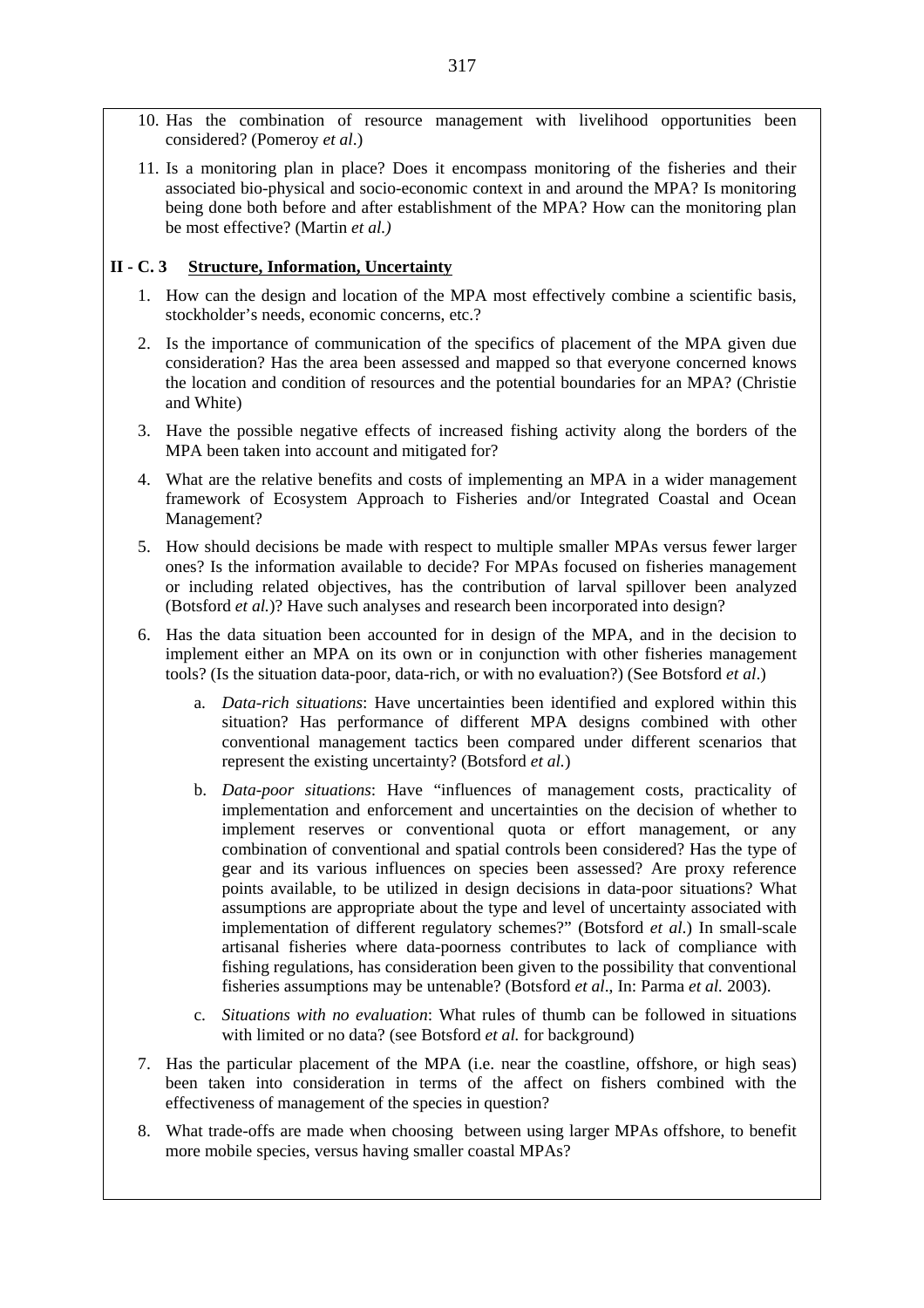10. Has the combination of resource management with livelihood opportunities been considered? (Pomeroy *et al*.)

11. Is a monitoring plan in place? Does it encompass monitoring of the fisheries and their associated bio-physical and socio-economic context in and around the MPA? Is monitoring being done both before and after establishment of the MPA? How can the monitoring plan be most effective? (Martin *et al.)*

### II - C. 3 Structure, Information, Uncertainty

1. How can the design and location of the MPA most effectively combine a scientific basis, stockholder's needs, economic concerns, etc.?

2. Is the importance of communication of the specifics of placement of the MPA given due consideration? Has the area been assessed and mapped so that everyone concerned knows the location and condition of resources and the potential boundaries for an MPA? (Christie and White)

3. Have the possible negative effects of increased fishing activity along the borders of the MPA been taken into account and mitigated for?

4. What are the relative benefits and costs of implementing an MPA in a wider management framework of Ecosystem Approach to Fisheries and/or Integrated Coastal and Ocean Management?

5. How should decisions be made with respect to multiple smaller MPAs versus fewer larger ones? Is the information available to decide? For MPAs focused on fisheries management or including related objectives, has the contribution of larval spillover been analyzed (Botsford *et al.*)? Have such analyses and research been incorporated into design?

6. Has the data situation been accounted for in design of the MPA, and in the decision to implement either an MPA on its own or in conjunction with other fisheries management tools? (Is the situation data-poor, data-rich, or with no evaluation?) (See Botsford *et al*.)

   a. *Data-rich situations*: Have uncertainties been identified and explored within this situation? Has performance of different MPA designs combined with other conventional management tactics been compared under different scenarios that represent the existing uncertainty? (Botsford *et al.*)

   b. *Data-poor situations*: Have "influences of management costs, practicality of implementation and enforcement and uncertainties on the decision of whether to implement reserves or conventional quota or effort management, or any combination of conventional and spatial controls been considered? Has the type of gear and its various influences on species been assessed? Are proxy reference points available, to be utilized in design decisions in data-poor situations? What assumptions are appropriate about the type and level of uncertainty associated with implementation of different regulatory schemes?" (Botsford *et al*.) In small-scale artisanal fisheries where data-poorness contributes to lack of compliance with fishing regulations, has consideration been given to the possibility that conventional fisheries assumptions may be untenable? (Botsford *et al*., In: Parma *et al.* 2003).

   c. *Situations with no evaluation*: What rules of thumb can be followed in situations with limited or no data? (see Botsford *et al.* for background)

7. Has the particular placement of the MPA (i.e. near the coastline, offshore, or high seas) been taken into consideration in terms of the affect on fishers combined with the effectiveness of management of the species in question?

8. What trade-offs are made when choosing between using larger MPAs offshore, to benefit more mobile species, versus having smaller coastal MPAs?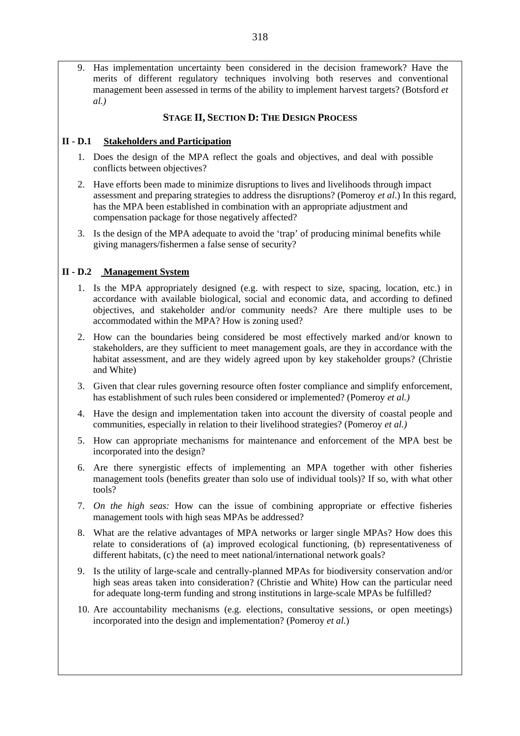9. Has implementation uncertainty been considered in the decision framework? Have the merits of different regulatory techniques involving both reserves and conventional management been assessed in terms of the ability to implement harvest targets? (Botsford *et al.)*

### STAGE II, SECTION D: THE DESIGN PROCESS

#### II - D.1 Stakeholders and Participation

1. Does the design of the MPA reflect the goals and objectives, and deal with possible conflicts between objectives?
2. Have efforts been made to minimize disruptions to lives and livelihoods through impact assessment and preparing strategies to address the disruptions? (Pomeroy *et al*.) In this regard, has the MPA been established in combination with an appropriate adjustment and compensation package for those negatively affected?
3. Is the design of the MPA adequate to avoid the 'trap' of producing minimal benefits while giving managers/fishermen a false sense of security?

#### II - D.2 Management System

1. Is the MPA appropriately designed (e.g. with respect to size, spacing, location, etc.) in accordance with available biological, social and economic data, and according to defined objectives, and stakeholder and/or community needs? Are there multiple uses to be accommodated within the MPA? How is zoning used?
2. How can the boundaries being considered be most effectively marked and/or known to stakeholders, are they sufficient to meet management goals, are they in accordance with the habitat assessment, and are they widely agreed upon by key stakeholder groups? (Christie and White)
3. Given that clear rules governing resource often foster compliance and simplify enforcement, has establishment of such rules been considered or implemented? (Pomeroy *et al.)*
4. Have the design and implementation taken into account the diversity of coastal people and communities, especially in relation to their livelihood strategies? (Pomeroy *et al.)*
5. How can appropriate mechanisms for maintenance and enforcement of the MPA best be incorporated into the design?
6. Are there synergistic effects of implementing an MPA together with other fisheries management tools (benefits greater than solo use of individual tools)? If so, with what other tools?
7. *On the high seas:* How can the issue of combining appropriate or effective fisheries management tools with high seas MPAs be addressed?
8. What are the relative advantages of MPA networks or larger single MPAs? How does this relate to considerations of (a) improved ecological functioning, (b) representativeness of different habitats, (c) the need to meet national/international network goals?
9. Is the utility of large-scale and centrally-planned MPAs for biodiversity conservation and/or high seas areas taken into consideration? (Christie and White) How can the particular need for adequate long-term funding and strong institutions in large-scale MPAs be fulfilled?
10. Are accountability mechanisms (e.g. elections, consultative sessions, or open meetings) incorporated into the design and implementation? (Pomeroy *et al*.)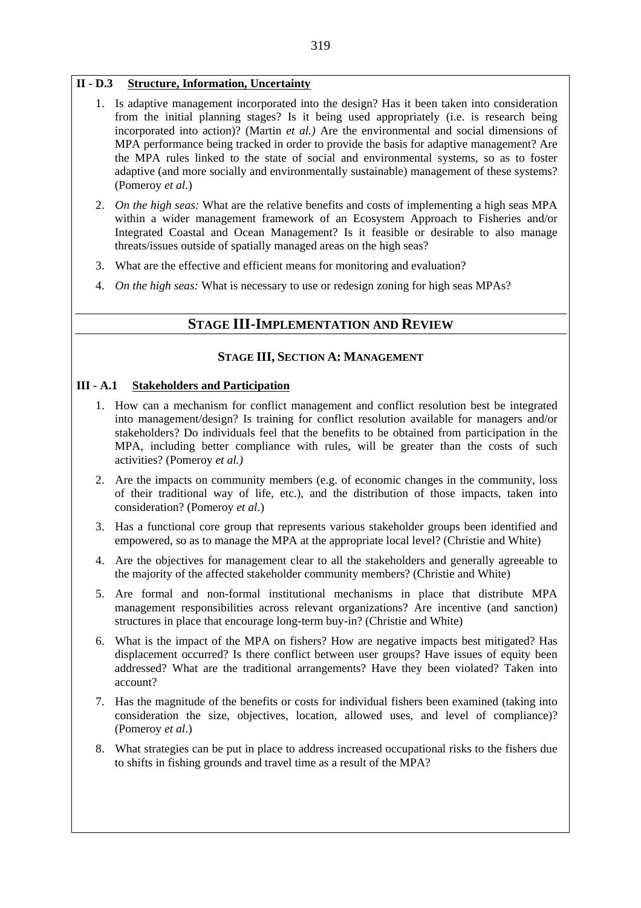### II - D.3 Structure, Information, Uncertainty

1. Is adaptive management incorporated into the design? Has it been taken into consideration from the initial planning stages? Is it being used appropriately (i.e. is research being incorporated into action)? (Martin *et al.)* Are the environmental and social dimensions of MPA performance being tracked in order to provide the basis for adaptive management? Are the MPA rules linked to the state of social and environmental systems, so as to foster adaptive (and more socially and environmentally sustainable) management of these systems? (Pomeroy *et al.*)

2. *On the high seas:* What are the relative benefits and costs of implementing a high seas MPA within a wider management framework of an Ecosystem Approach to Fisheries and/or Integrated Coastal and Ocean Management? Is it feasible or desirable to also manage threats/issues outside of spatially managed areas on the high seas?

3. What are the effective and efficient means for monitoring and evaluation?

4. *On the high seas:* What is necessary to use or redesign zoning for high seas MPAs?

## STAGE III-IMPLEMENTATION AND REVIEW

### STAGE III, SECTION A: MANAGEMENT

### III - A.1 Stakeholders and Participation

1. How can a mechanism for conflict management and conflict resolution best be integrated into management/design? Is training for conflict resolution available for managers and/or stakeholders? Do individuals feel that the benefits to be obtained from participation in the MPA, including better compliance with rules, will be greater than the costs of such activities? (Pomeroy *et al.)*

2. Are the impacts on community members (e.g. of economic changes in the community, loss of their traditional way of life, etc.), and the distribution of those impacts, taken into consideration? (Pomeroy *et al*.)

3. Has a functional core group that represents various stakeholder groups been identified and empowered, so as to manage the MPA at the appropriate local level? (Christie and White)

4. Are the objectives for management clear to all the stakeholders and generally agreeable to the majority of the affected stakeholder community members? (Christie and White)

5. Are formal and non-formal institutional mechanisms in place that distribute MPA management responsibilities across relevant organizations? Are incentive (and sanction) structures in place that encourage long-term buy-in? (Christie and White)

6. What is the impact of the MPA on fishers? How are negative impacts best mitigated? Has displacement occurred? Is there conflict between user groups? Have issues of equity been addressed? What are the traditional arrangements? Have they been violated? Taken into account?

7. Has the magnitude of the benefits or costs for individual fishers been examined (taking into consideration the size, objectives, location, allowed uses, and level of compliance)? (Pomeroy *et al*.)

8. What strategies can be put in place to address increased occupational risks to the fishers due to shifts in fishing grounds and travel time as a result of the MPA?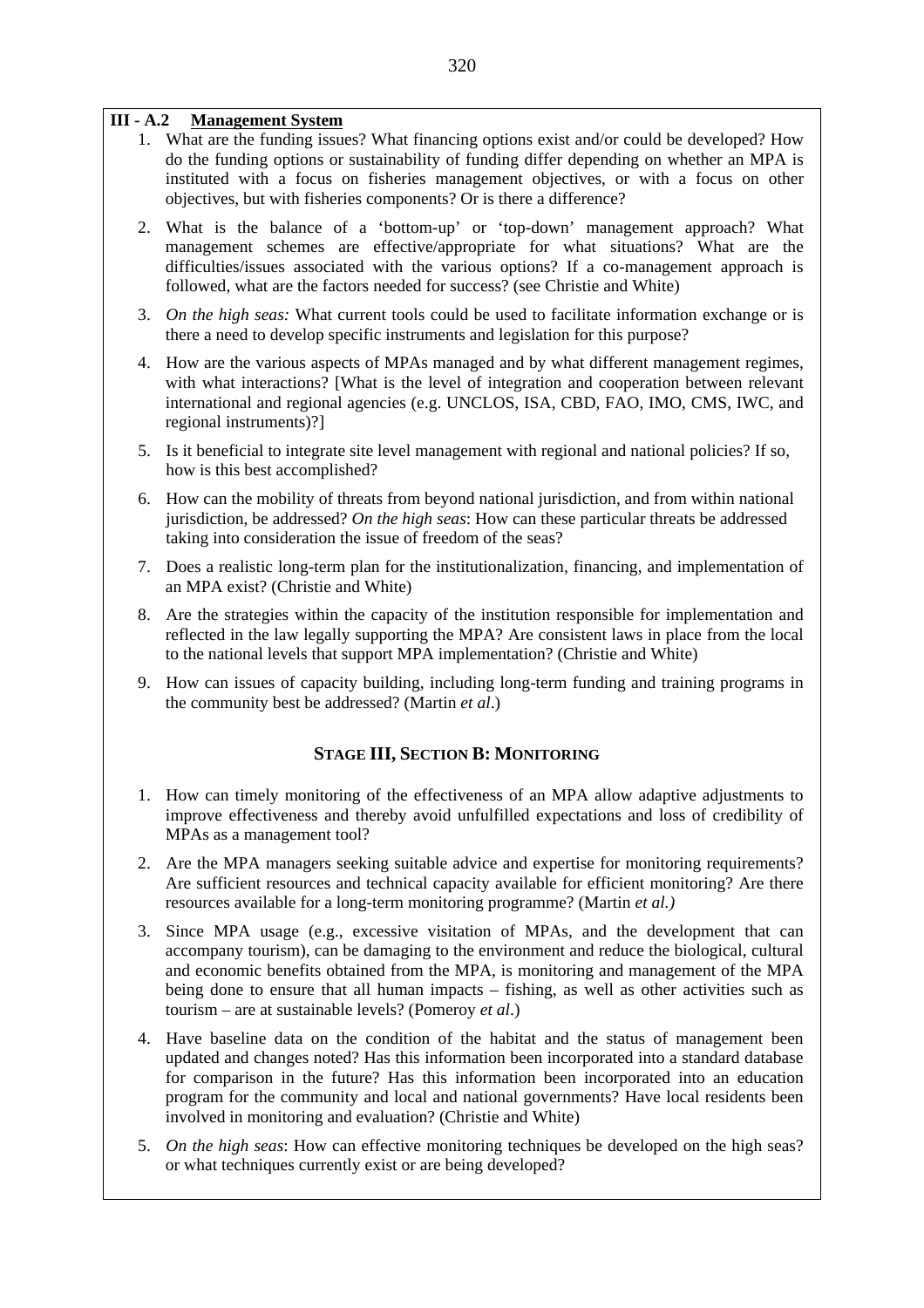### III - A.2 <u>Management System</u>

1. What are the funding issues? What financing options exist and/or could be developed? How do the funding options or sustainability of funding differ depending on whether an MPA is instituted with a focus on fisheries management objectives, or with a focus on other objectives, but with fisheries components? Or is there a difference?
2. What is the balance of a 'bottom-up' or 'top-down' management approach? What management schemes are effective/appropriate for what situations? What are the difficulties/issues associated with the various options? If a co-management approach is followed, what are the factors needed for success? (see Christie and White)
3. *On the high seas:* What current tools could be used to facilitate information exchange or is there a need to develop specific instruments and legislation for this purpose?
4. How are the various aspects of MPAs managed and by what different management regimes, with what interactions? [What is the level of integration and cooperation between relevant international and regional agencies (e.g. UNCLOS, ISA, CBD, FAO, IMO, CMS, IWC, and regional instruments)?]
5. Is it beneficial to integrate site level management with regional and national policies? If so, how is this best accomplished?
6. How can the mobility of threats from beyond national jurisdiction, and from within national jurisdiction, be addressed? *On the high seas*: How can these particular threats be addressed taking into consideration the issue of freedom of the seas?
7. Does a realistic long-term plan for the institutionalization, financing, and implementation of an MPA exist? (Christie and White)
8. Are the strategies within the capacity of the institution responsible for implementation and reflected in the law legally supporting the MPA? Are consistent laws in place from the local to the national levels that support MPA implementation? (Christie and White)
9. How can issues of capacity building, including long-term funding and training programs in the community best be addressed? (Martin *et al*.)

## STAGE III, SECTION B: MONITORING

1. How can timely monitoring of the effectiveness of an MPA allow adaptive adjustments to improve effectiveness and thereby avoid unfulfilled expectations and loss of credibility of MPAs as a management tool?
2. Are the MPA managers seeking suitable advice and expertise for monitoring requirements? Are sufficient resources and technical capacity available for efficient monitoring? Are there resources available for a long-term monitoring programme? (Martin *et al.)*
3. Since MPA usage (e.g., excessive visitation of MPAs, and the development that can accompany tourism), can be damaging to the environment and reduce the biological, cultural and economic benefits obtained from the MPA, is monitoring and management of the MPA being done to ensure that all human impacts – fishing, as well as other activities such as tourism – are at sustainable levels? (Pomeroy *et al*.)
4. Have baseline data on the condition of the habitat and the status of management been updated and changes noted? Has this information been incorporated into a standard database for comparison in the future? Has this information been incorporated into an education program for the community and local and national governments? Have local residents been involved in monitoring and evaluation? (Christie and White)
5. *On the high seas*: How can effective monitoring techniques be developed on the high seas? or what techniques currently exist or are being developed?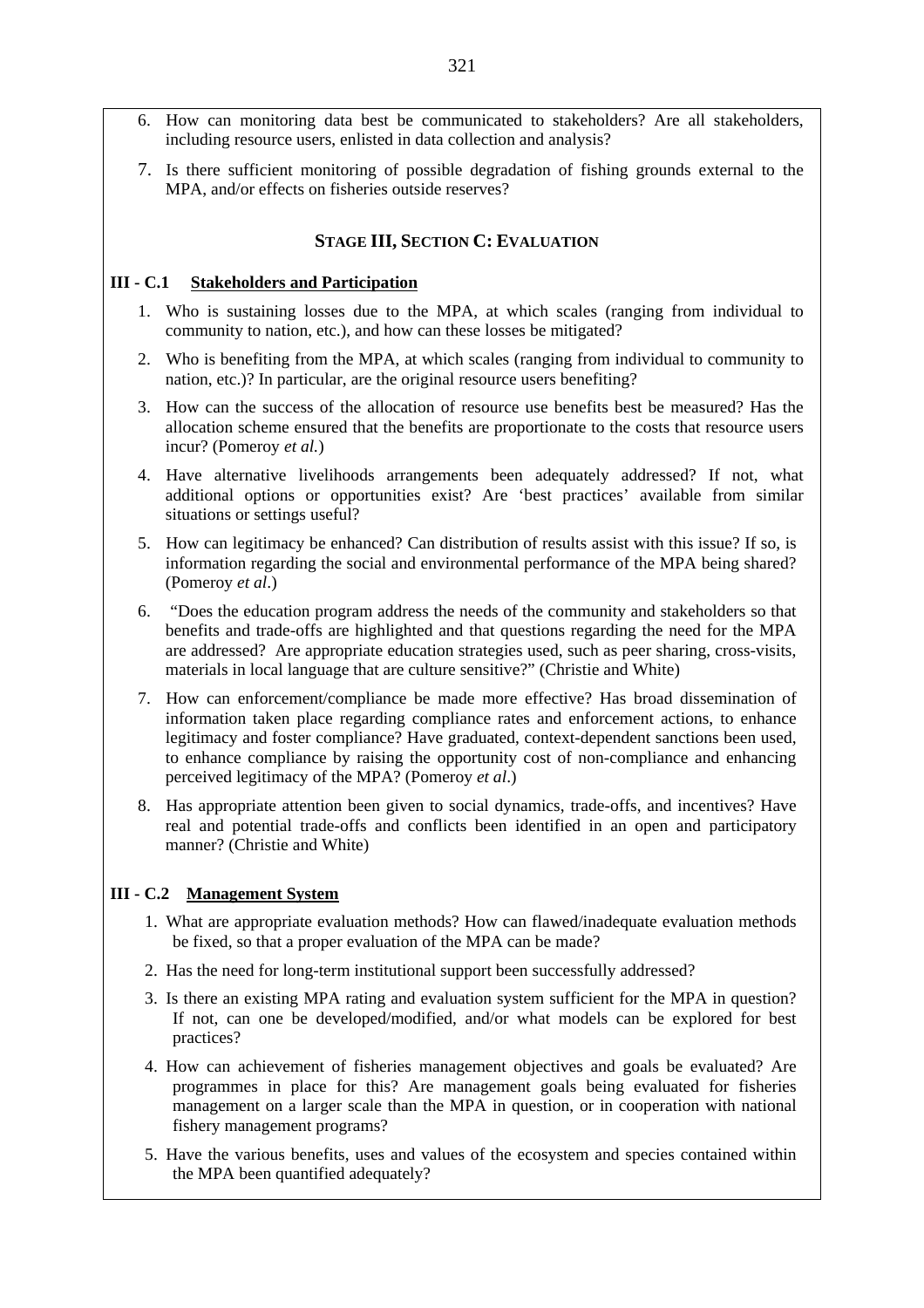6. How can monitoring data best be communicated to stakeholders? Are all stakeholders, including resource users, enlisted in data collection and analysis?

7. Is there sufficient monitoring of possible degradation of fishing grounds external to the MPA, and/or effects on fisheries outside reserves?

## STAGE III, SECTION C: EVALUATION

### III - C.1 Stakeholders and Participation

1. Who is sustaining losses due to the MPA, at which scales (ranging from individual to community to nation, etc.), and how can these losses be mitigated?

2. Who is benefiting from the MPA, at which scales (ranging from individual to community to nation, etc.)? In particular, are the original resource users benefiting?

3. How can the success of the allocation of resource use benefits best be measured? Has the allocation scheme ensured that the benefits are proportionate to the costs that resource users incur? (Pomeroy *et al.*)

4. Have alternative livelihoods arrangements been adequately addressed? If not, what additional options or opportunities exist? Are 'best practices' available from similar situations or settings useful?

5. How can legitimacy be enhanced? Can distribution of results assist with this issue? If so, is information regarding the social and environmental performance of the MPA being shared? (Pomeroy *et al*.)

6. "Does the education program address the needs of the community and stakeholders so that benefits and trade-offs are highlighted and that questions regarding the need for the MPA are addressed? Are appropriate education strategies used, such as peer sharing, cross-visits, materials in local language that are culture sensitive?" (Christie and White)

7. How can enforcement/compliance be made more effective? Has broad dissemination of information taken place regarding compliance rates and enforcement actions, to enhance legitimacy and foster compliance? Have graduated, context-dependent sanctions been used, to enhance compliance by raising the opportunity cost of non-compliance and enhancing perceived legitimacy of the MPA? (Pomeroy *et al*.)

8. Has appropriate attention been given to social dynamics, trade-offs, and incentives? Have real and potential trade-offs and conflicts been identified in an open and participatory manner? (Christie and White)

### III - C.2 Management System

1. What are appropriate evaluation methods? How can flawed/inadequate evaluation methods be fixed, so that a proper evaluation of the MPA can be made?

2. Has the need for long-term institutional support been successfully addressed?

3. Is there an existing MPA rating and evaluation system sufficient for the MPA in question? If not, can one be developed/modified, and/or what models can be explored for best practices?

4. How can achievement of fisheries management objectives and goals be evaluated? Are programmes in place for this? Are management goals being evaluated for fisheries management on a larger scale than the MPA in question, or in cooperation with national fishery management programs?

5. Have the various benefits, uses and values of the ecosystem and species contained within the MPA been quantified adequately?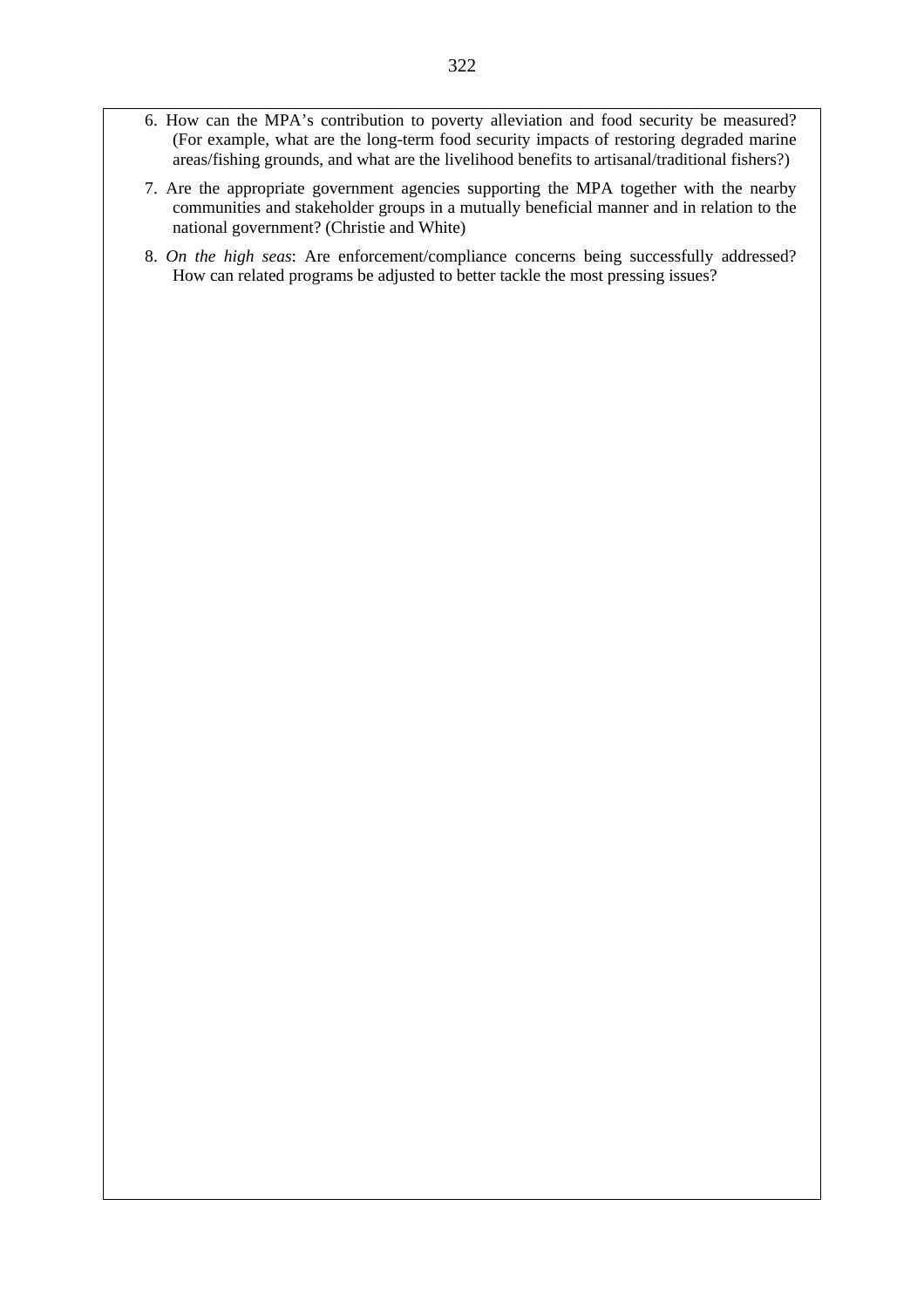6. How can the MPA's contribution to poverty alleviation and food security be measured? (For example, what are the long-term food security impacts of restoring degraded marine areas/fishing grounds, and what are the livelihood benefits to artisanal/traditional fishers?)

7. Are the appropriate government agencies supporting the MPA together with the nearby communities and stakeholder groups in a mutually beneficial manner and in relation to the national government? (Christie and White)

8. *On the high seas*: Are enforcement/compliance concerns being successfully addressed? How can related programs be adjusted to better tackle the most pressing issues?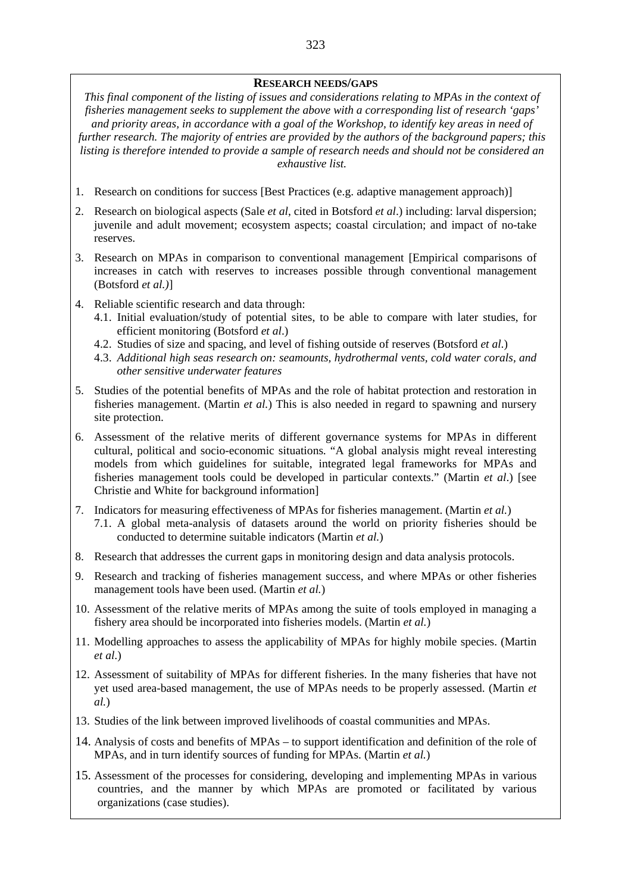**RESEARCH NEEDS/GAPS**

*This final component of the listing of issues and considerations relating to MPAs in the context of fisheries management seeks to supplement the above with a corresponding list of research 'gaps' and priority areas, in accordance with a goal of the Workshop, to identify key areas in need of further research. The majority of entries are provided by the authors of the background papers; this listing is therefore intended to provide a sample of research needs and should not be considered an exhaustive list.*

1. Research on conditions for success [Best Practices (e.g. adaptive management approach)]
2. Research on biological aspects (Sale *et al*, cited in Botsford *et al*.) including: larval dispersion; juvenile and adult movement; ecosystem aspects; coastal circulation; and impact of no-take reserves.
3. Research on MPAs in comparison to conventional management [Empirical comparisons of increases in catch with reserves to increases possible through conventional management (Botsford *et al.)*]
4. Reliable scientific research and data through:
   - 4.1. Initial evaluation/study of potential sites, to be able to compare with later studies, for efficient monitoring (Botsford *et al*.)
   - 4.2. Studies of size and spacing, and level of fishing outside of reserves (Botsford *et al*.)
   - 4.3. *Additional high seas research on: seamounts, hydrothermal vents, cold water corals, and other sensitive underwater features*
5. Studies of the potential benefits of MPAs and the role of habitat protection and restoration in fisheries management. (Martin *et al.*) This is also needed in regard to spawning and nursery site protection.
6. Assessment of the relative merits of different governance systems for MPAs in different cultural, political and socio-economic situations. "A global analysis might reveal interesting models from which guidelines for suitable, integrated legal frameworks for MPAs and fisheries management tools could be developed in particular contexts." (Martin *et al*.) [see Christie and White for background information]
7. Indicators for measuring effectiveness of MPAs for fisheries management. (Martin *et al.*)
   - 7.1. A global meta-analysis of datasets around the world on priority fisheries should be conducted to determine suitable indicators (Martin *et al.*)
8. Research that addresses the current gaps in monitoring design and data analysis protocols.
9. Research and tracking of fisheries management success, and where MPAs or other fisheries management tools have been used. (Martin *et al.*)
10. Assessment of the relative merits of MPAs among the suite of tools employed in managing a fishery area should be incorporated into fisheries models. (Martin *et al.*)
11. Modelling approaches to assess the applicability of MPAs for highly mobile species. (Martin *et al.*)
12. Assessment of suitability of MPAs for different fisheries. In the many fisheries that have not yet used area-based management, the use of MPAs needs to be properly assessed. (Martin *et al.*)
13. Studies of the link between improved livelihoods of coastal communities and MPAs.
14. Analysis of costs and benefits of MPAs – to support identification and definition of the role of MPAs, and in turn identify sources of funding for MPAs. (Martin *et al.*)
15. Assessment of the processes for considering, developing and implementing MPAs in various countries, and the manner by which MPAs are promoted or facilitated by various organizations (case studies).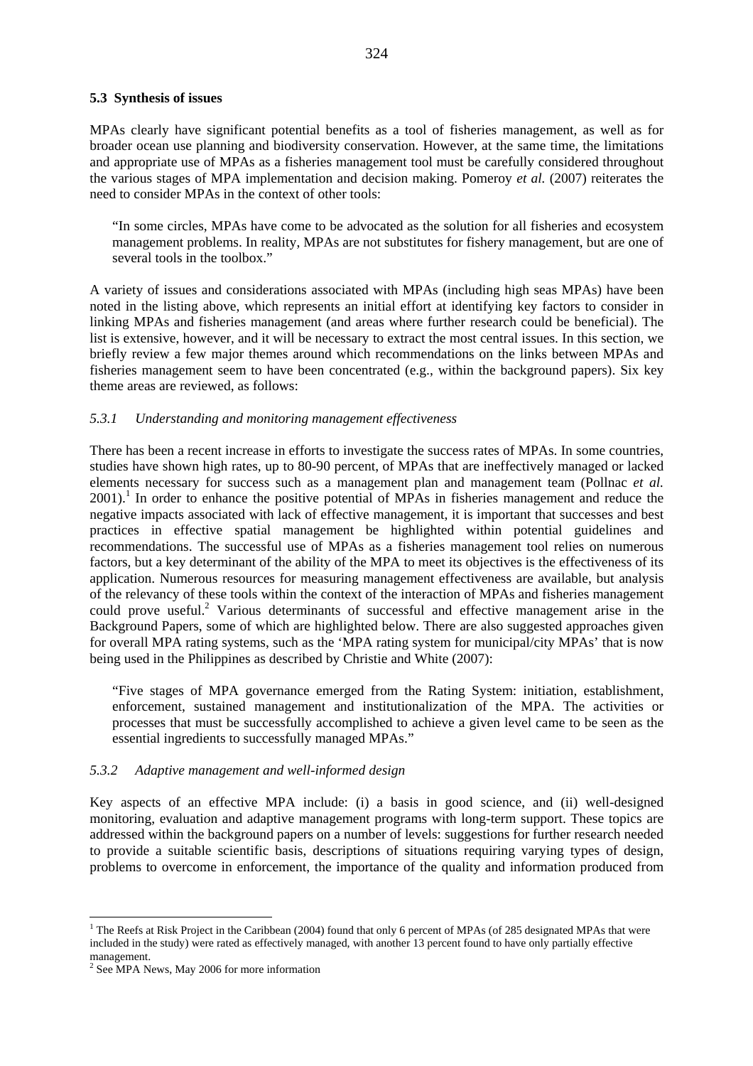### 5.3 Synthesis of issues

MPAs clearly have significant potential benefits as a tool of fisheries management, as well as for broader ocean use planning and biodiversity conservation. However, at the same time, the limitations and appropriate use of MPAs as a fisheries management tool must be carefully considered throughout the various stages of MPA implementation and decision making. Pomeroy *et al.* (2007) reiterates the need to consider MPAs in the context of other tools:

> "In some circles, MPAs have come to be advocated as the solution for all fisheries and ecosystem management problems. In reality, MPAs are not substitutes for fishery management, but are one of several tools in the toolbox."

A variety of issues and considerations associated with MPAs (including high seas MPAs) have been noted in the listing above, which represents an initial effort at identifying key factors to consider in linking MPAs and fisheries management (and areas where further research could be beneficial). The list is extensive, however, and it will be necessary to extract the most central issues. In this section, we briefly review a few major themes around which recommendations on the links between MPAs and fisheries management seem to have been concentrated (e.g., within the background papers). Six key theme areas are reviewed, as follows:

#### *5.3.1 Understanding and monitoring management effectiveness*

There has been a recent increase in efforts to investigate the success rates of MPAs. In some countries, studies have shown high rates, up to 80-90 percent, of MPAs that are ineffectively managed or lacked elements necessary for success such as a management plan and management team (Pollnac *et al.* 2001).[1] In order to enhance the positive potential of MPAs in fisheries management and reduce the negative impacts associated with lack of effective management, it is important that successes and best practices in effective spatial management be highlighted within potential guidelines and recommendations. The successful use of MPAs as a fisheries management tool relies on numerous factors, but a key determinant of the ability of the MPA to meet its objectives is the effectiveness of its application. Numerous resources for measuring management effectiveness are available, but analysis of the relevancy of these tools within the context of the interaction of MPAs and fisheries management could prove useful.[2] Various determinants of successful and effective management arise in the Background Papers, some of which are highlighted below. There are also suggested approaches given for overall MPA rating systems, such as the 'MPA rating system for municipal/city MPAs' that is now being used in the Philippines as described by Christie and White (2007):

> "Five stages of MPA governance emerged from the Rating System: initiation, establishment, enforcement, sustained management and institutionalization of the MPA. The activities or processes that must be successfully accomplished to achieve a given level came to be seen as the essential ingredients to successfully managed MPAs."

#### *5.3.2 Adaptive management and well-informed design*

Key aspects of an effective MPA include: (i) a basis in good science, and (ii) well-designed monitoring, evaluation and adaptive management programs with long-term support. These topics are addressed within the background papers on a number of levels: suggestions for further research needed to provide a suitable scientific basis, descriptions of situations requiring varying types of design, problems to overcome in enforcement, the importance of the quality and information produced from

---

[1] The Reefs at Risk Project in the Caribbean (2004) found that only 6 percent of MPAs (of 285 designated MPAs that were included in the study) were rated as effectively managed, with another 13 percent found to have only partially effective management.

[2] See MPA News, May 2006 for more information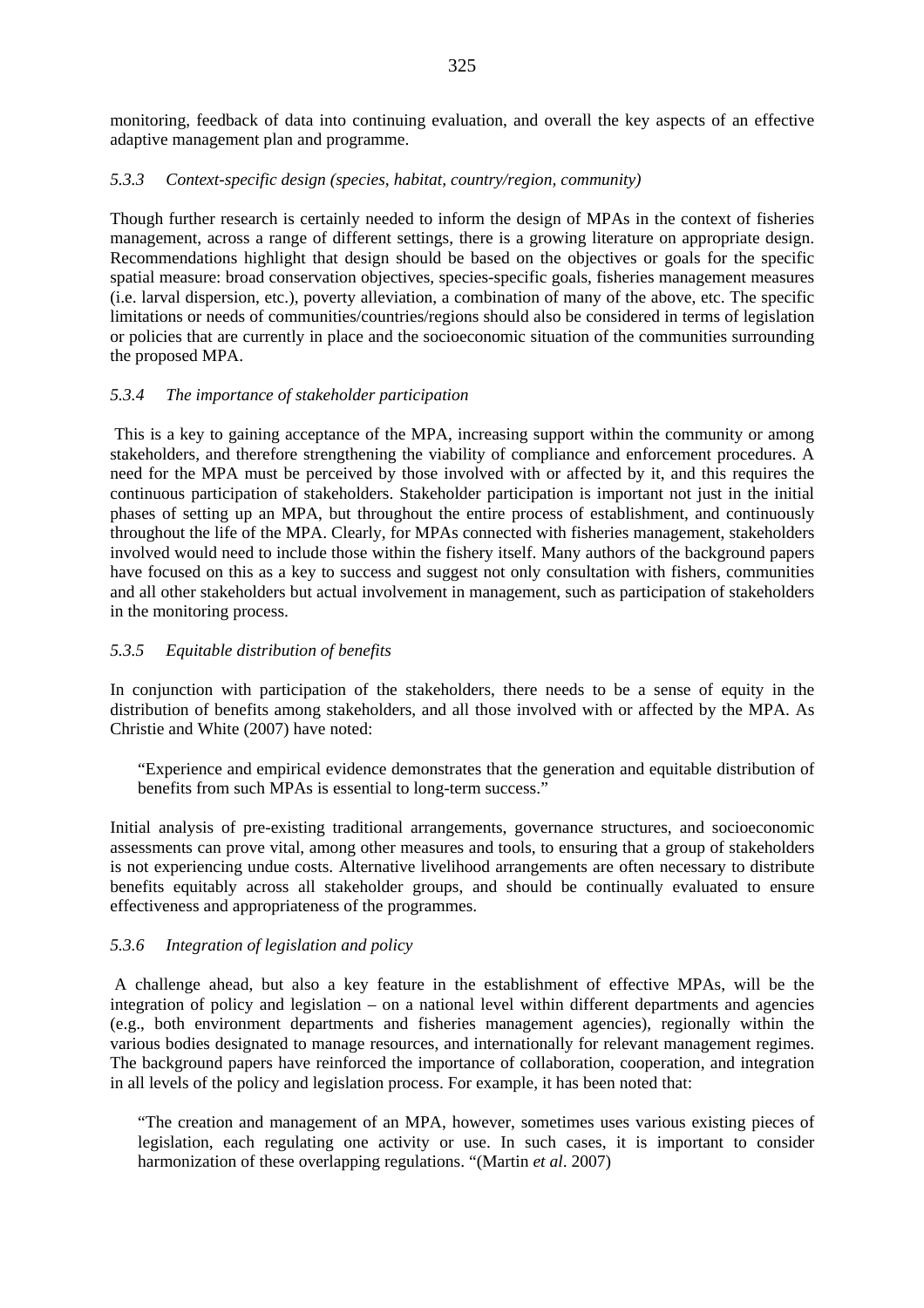monitoring, feedback of data into continuing evaluation, and overall the key aspects of an effective adaptive management plan and programme.

### *5.3.3 Context-specific design (species, habitat, country/region, community)*

Though further research is certainly needed to inform the design of MPAs in the context of fisheries management, across a range of different settings, there is a growing literature on appropriate design. Recommendations highlight that design should be based on the objectives or goals for the specific spatial measure: broad conservation objectives, species-specific goals, fisheries management measures (i.e. larval dispersion, etc.), poverty alleviation, a combination of many of the above, etc. The specific limitations or needs of communities/countries/regions should also be considered in terms of legislation or policies that are currently in place and the socioeconomic situation of the communities surrounding the proposed MPA.

### *5.3.4 The importance of stakeholder participation*

This is a key to gaining acceptance of the MPA, increasing support within the community or among stakeholders, and therefore strengthening the viability of compliance and enforcement procedures. A need for the MPA must be perceived by those involved with or affected by it, and this requires the continuous participation of stakeholders. Stakeholder participation is important not just in the initial phases of setting up an MPA, but throughout the entire process of establishment, and continuously throughout the life of the MPA. Clearly, for MPAs connected with fisheries management, stakeholders involved would need to include those within the fishery itself. Many authors of the background papers have focused on this as a key to success and suggest not only consultation with fishers, communities and all other stakeholders but actual involvement in management, such as participation of stakeholders in the monitoring process.

### *5.3.5 Equitable distribution of benefits*

In conjunction with participation of the stakeholders, there needs to be a sense of equity in the distribution of benefits among stakeholders, and all those involved with or affected by the MPA. As Christie and White (2007) have noted:

> "Experience and empirical evidence demonstrates that the generation and equitable distribution of benefits from such MPAs is essential to long-term success."

Initial analysis of pre-existing traditional arrangements, governance structures, and socioeconomic assessments can prove vital, among other measures and tools, to ensuring that a group of stakeholders is not experiencing undue costs. Alternative livelihood arrangements are often necessary to distribute benefits equitably across all stakeholder groups, and should be continually evaluated to ensure effectiveness and appropriateness of the programmes.

### *5.3.6 Integration of legislation and policy*

A challenge ahead, but also a key feature in the establishment of effective MPAs, will be the integration of policy and legislation – on a national level within different departments and agencies (e.g., both environment departments and fisheries management agencies), regionally within the various bodies designated to manage resources, and internationally for relevant management regimes. The background papers have reinforced the importance of collaboration, cooperation, and integration in all levels of the policy and legislation process. For example, it has been noted that:

> "The creation and management of an MPA, however, sometimes uses various existing pieces of legislation, each regulating one activity or use. In such cases, it is important to consider harmonization of these overlapping regulations. "(Martin *et al*. 2007)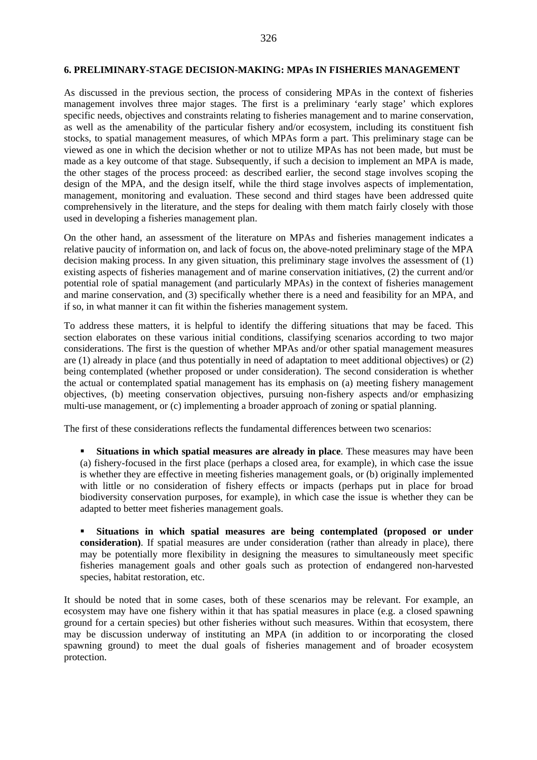## 6. PRELIMINARY-STAGE DECISION-MAKING: MPAs IN FISHERIES MANAGEMENT

As discussed in the previous section, the process of considering MPAs in the context of fisheries management involves three major stages. The first is a preliminary 'early stage' which explores specific needs, objectives and constraints relating to fisheries management and to marine conservation, as well as the amenability of the particular fishery and/or ecosystem, including its constituent fish stocks, to spatial management measures, of which MPAs form a part. This preliminary stage can be viewed as one in which the decision whether or not to utilize MPAs has not been made, but must be made as a key outcome of that stage. Subsequently, if such a decision to implement an MPA is made, the other stages of the process proceed: as described earlier, the second stage involves scoping the design of the MPA, and the design itself, while the third stage involves aspects of implementation, management, monitoring and evaluation. These second and third stages have been addressed quite comprehensively in the literature, and the steps for dealing with them match fairly closely with those used in developing a fisheries management plan.

On the other hand, an assessment of the literature on MPAs and fisheries management indicates a relative paucity of information on, and lack of focus on, the above-noted preliminary stage of the MPA decision making process. In any given situation, this preliminary stage involves the assessment of (1) existing aspects of fisheries management and of marine conservation initiatives, (2) the current and/or potential role of spatial management (and particularly MPAs) in the context of fisheries management and marine conservation, and (3) specifically whether there is a need and feasibility for an MPA, and if so, in what manner it can fit within the fisheries management system.

To address these matters, it is helpful to identify the differing situations that may be faced. This section elaborates on these various initial conditions, classifying scenarios according to two major considerations. The first is the question of whether MPAs and/or other spatial management measures are (1) already in place (and thus potentially in need of adaptation to meet additional objectives) or (2) being contemplated (whether proposed or under consideration). The second consideration is whether the actual or contemplated spatial management has its emphasis on (a) meeting fishery management objectives, (b) meeting conservation objectives, pursuing non-fishery aspects and/or emphasizing multi-use management, or (c) implementing a broader approach of zoning or spatial planning.

The first of these considerations reflects the fundamental differences between two scenarios:

- **Situations in which spatial measures are already in place**. These measures may have been (a) fishery-focused in the first place (perhaps a closed area, for example), in which case the issue is whether they are effective in meeting fisheries management goals, or (b) originally implemented with little or no consideration of fishery effects or impacts (perhaps put in place for broad biodiversity conservation purposes, for example), in which case the issue is whether they can be adapted to better meet fisheries management goals.

- **Situations in which spatial measures are being contemplated (proposed or under consideration)**. If spatial measures are under consideration (rather than already in place), there may be potentially more flexibility in designing the measures to simultaneously meet specific fisheries management goals and other goals such as protection of endangered non-harvested species, habitat restoration, etc.

It should be noted that in some cases, both of these scenarios may be relevant. For example, an ecosystem may have one fishery within it that has spatial measures in place (e.g. a closed spawning ground for a certain species) but other fisheries without such measures. Within that ecosystem, there may be discussion underway of instituting an MPA (in addition to or incorporating the closed spawning ground) to meet the dual goals of fisheries management and of broader ecosystem protection.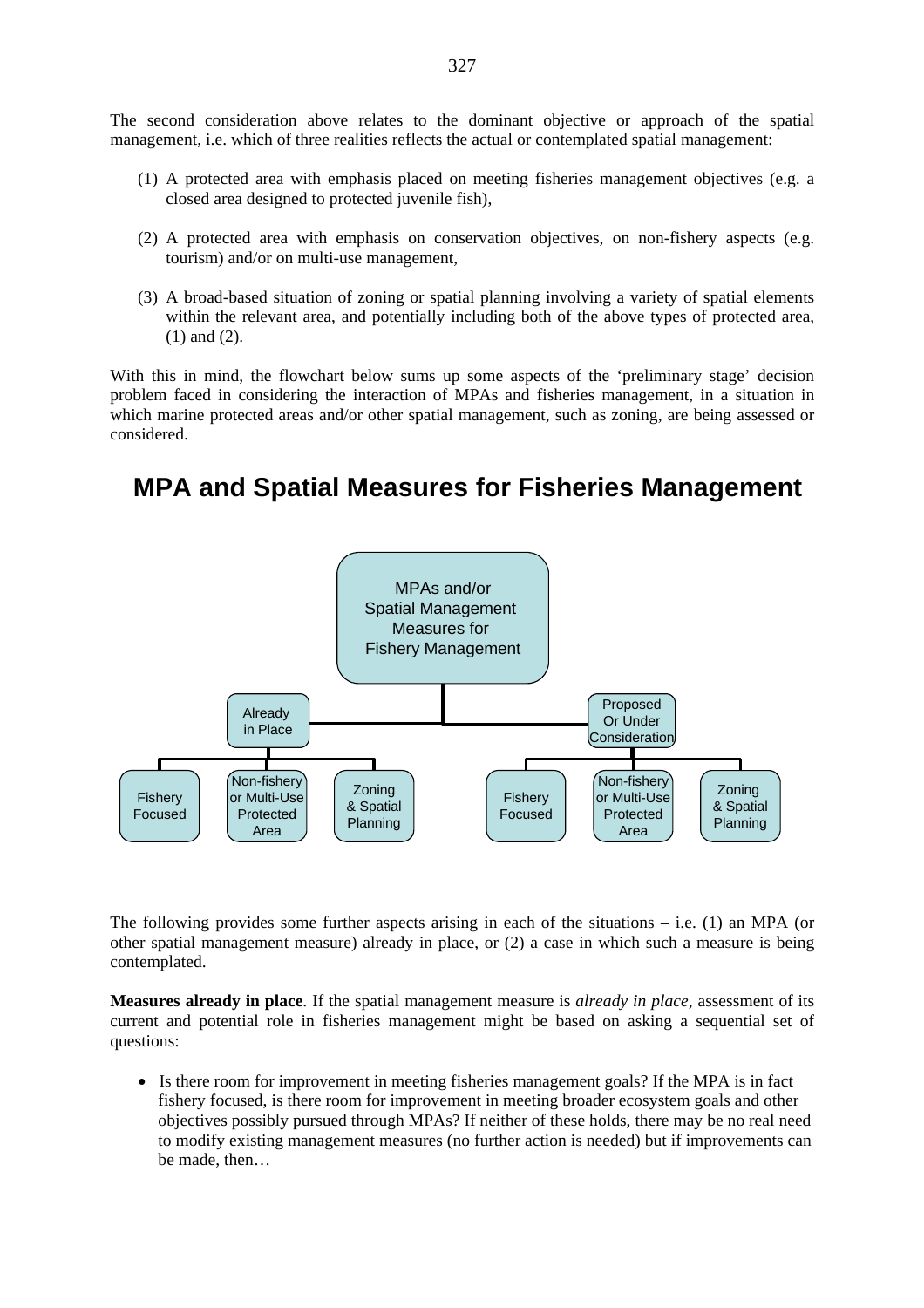The second consideration above relates to the dominant objective or approach of the spatial management, i.e. which of three realities reflects the actual or contemplated spatial management:

(1) A protected area with emphasis placed on meeting fisheries management objectives (e.g. a closed area designed to protected juvenile fish),

(2) A protected area with emphasis on conservation objectives, on non-fishery aspects (e.g. tourism) and/or on multi-use management,

(3) A broad-based situation of zoning or spatial planning involving a variety of spatial elements within the relevant area, and potentially including both of the above types of protected area, (1) and (2).

With this in mind, the flowchart below sums up some aspects of the 'preliminary stage' decision problem faced in considering the interaction of MPAs and fisheries management, in a situation in which marine protected areas and/or other spatial management, such as zoning, are being assessed or considered.

## MPA and Spatial Measures for Fisheries Management

- MPAs and/or Spatial Management Measures for Fishery Management
  - Already in Place
    - Fishery Focused
    - Non-fishery or Multi-Use Protected Area
    - Zoning & Spatial Planning
  - Proposed Or Under Consideration
    - Fishery Focused
    - Non-fishery or Multi-Use Protected Area
    - Zoning & Spatial Planning

The following provides some further aspects arising in each of the situations – i.e. (1) an MPA (or other spatial management measure) already in place, or (2) a case in which such a measure is being contemplated.

**Measures already in place**. If the spatial management measure is *already in place*, assessment of its current and potential role in fisheries management might be based on asking a sequential set of questions:

- Is there room for improvement in meeting fisheries management goals? If the MPA is in fact fishery focused, is there room for improvement in meeting broader ecosystem goals and other objectives possibly pursued through MPAs? If neither of these holds, there may be no real need to modify existing management measures (no further action is needed) but if improvements can be made, then…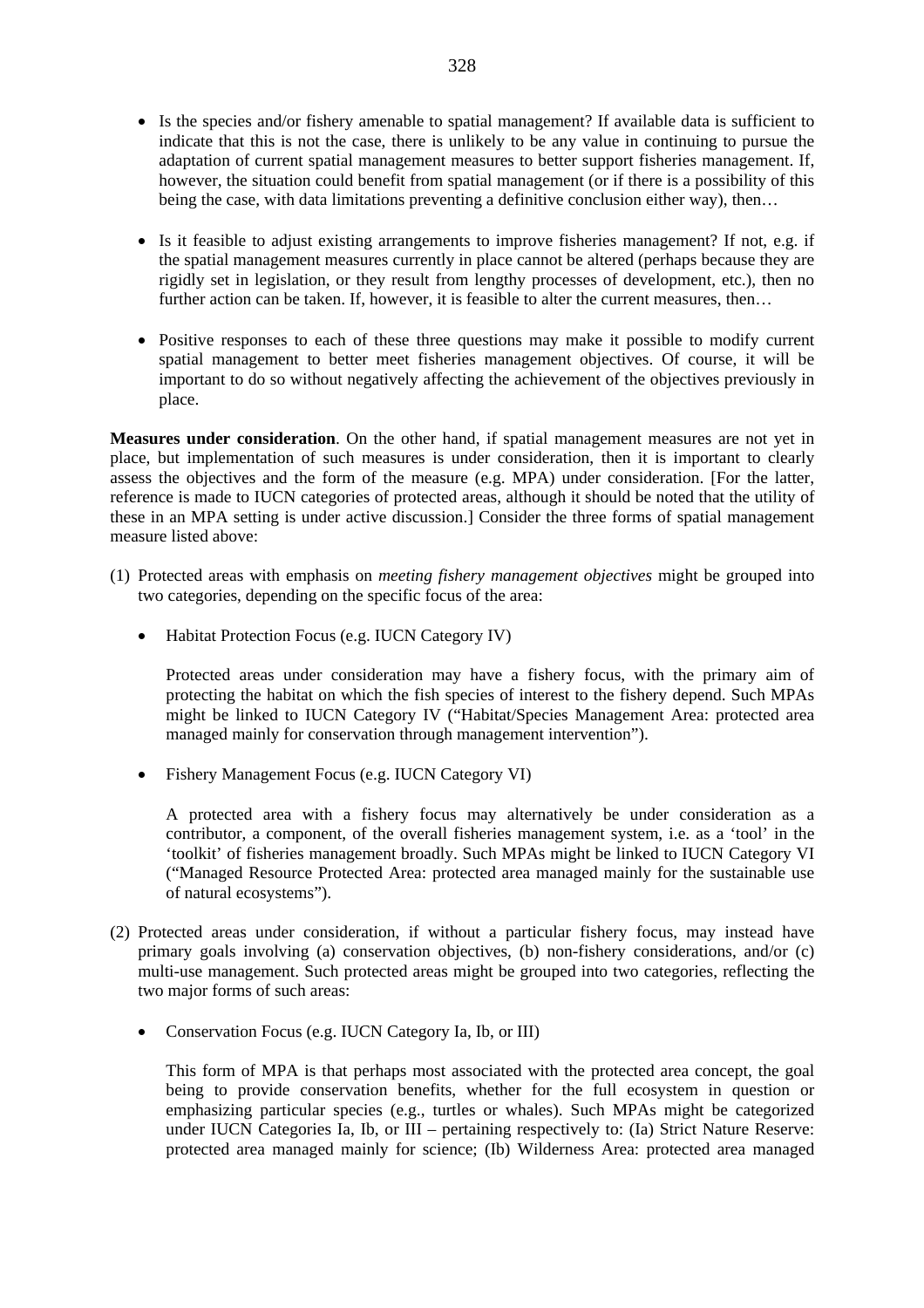- Is the species and/or fishery amenable to spatial management? If available data is sufficient to indicate that this is not the case, there is unlikely to be any value in continuing to pursue the adaptation of current spatial management measures to better support fisheries management. If, however, the situation could benefit from spatial management (or if there is a possibility of this being the case, with data limitations preventing a definitive conclusion either way), then…

- Is it feasible to adjust existing arrangements to improve fisheries management? If not, e.g. if the spatial management measures currently in place cannot be altered (perhaps because they are rigidly set in legislation, or they result from lengthy processes of development, etc.), then no further action can be taken. If, however, it is feasible to alter the current measures, then…

- Positive responses to each of these three questions may make it possible to modify current spatial management to better meet fisheries management objectives. Of course, it will be important to do so without negatively affecting the achievement of the objectives previously in place.

**Measures under consideration**. On the other hand, if spatial management measures are not yet in place, but implementation of such measures is under consideration, then it is important to clearly assess the objectives and the form of the measure (e.g. MPA) under consideration. [For the latter, reference is made to IUCN categories of protected areas, although it should be noted that the utility of these in an MPA setting is under active discussion.] Consider the three forms of spatial management measure listed above:

(1) Protected areas with emphasis on *meeting fishery management objectives* might be grouped into two categories, depending on the specific focus of the area:

- Habitat Protection Focus (e.g. IUCN Category IV)

  Protected areas under consideration may have a fishery focus, with the primary aim of protecting the habitat on which the fish species of interest to the fishery depend. Such MPAs might be linked to IUCN Category IV ("Habitat/Species Management Area: protected area managed mainly for conservation through management intervention").

- Fishery Management Focus (e.g. IUCN Category VI)

  A protected area with a fishery focus may alternatively be under consideration as a contributor, a component, of the overall fisheries management system, i.e. as a 'tool' in the 'toolkit' of fisheries management broadly. Such MPAs might be linked to IUCN Category VI ("Managed Resource Protected Area: protected area managed mainly for the sustainable use of natural ecosystems").

(2) Protected areas under consideration, if without a particular fishery focus, may instead have primary goals involving (a) conservation objectives, (b) non-fishery considerations, and/or (c) multi-use management. Such protected areas might be grouped into two categories, reflecting the two major forms of such areas:

- Conservation Focus (e.g. IUCN Category Ia, Ib, or III)

  This form of MPA is that perhaps most associated with the protected area concept, the goal being to provide conservation benefits, whether for the full ecosystem in question or emphasizing particular species (e.g., turtles or whales). Such MPAs might be categorized under IUCN Categories Ia, Ib, or III – pertaining respectively to: (Ia) Strict Nature Reserve: protected area managed mainly for science; (Ib) Wilderness Area: protected area managed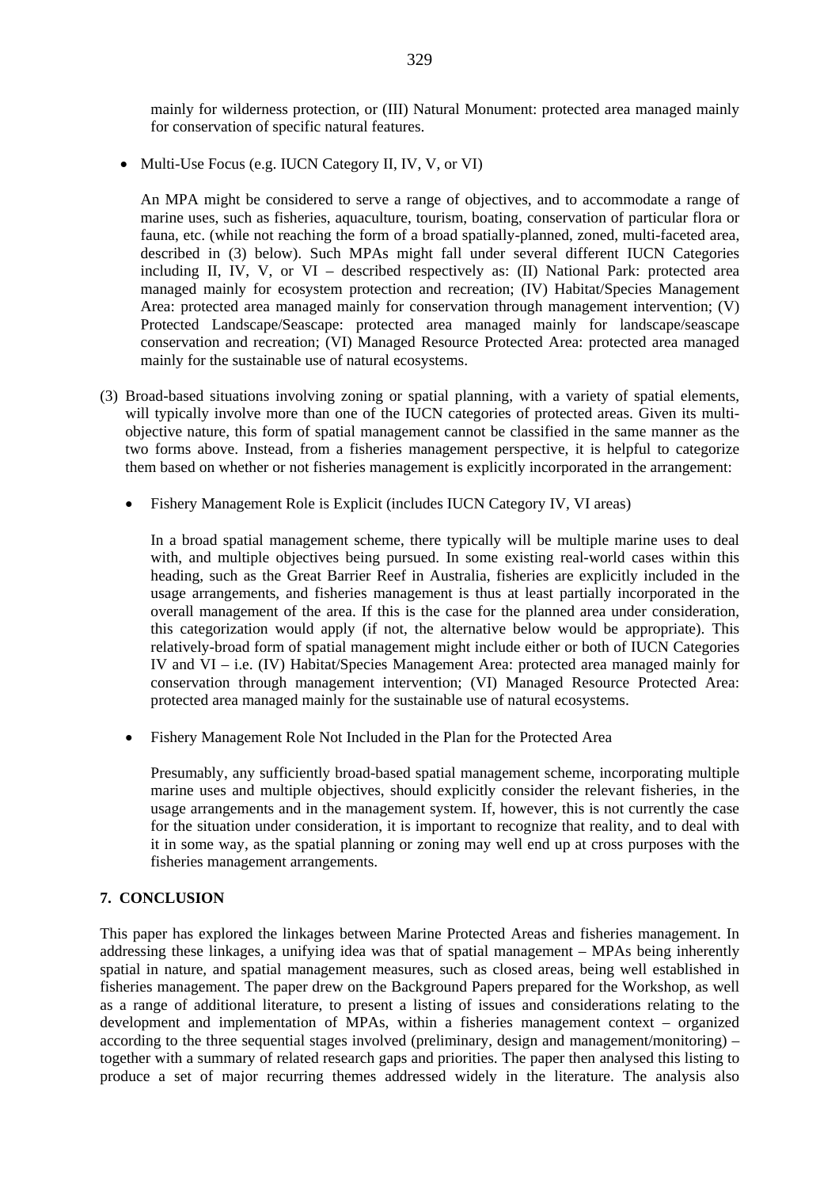mainly for wilderness protection, or (III) Natural Monument: protected area managed mainly for conservation of specific natural features.

- Multi-Use Focus (e.g. IUCN Category II, IV, V, or VI)

  An MPA might be considered to serve a range of objectives, and to accommodate a range of marine uses, such as fisheries, aquaculture, tourism, boating, conservation of particular flora or fauna, etc. (while not reaching the form of a broad spatially-planned, zoned, multi-faceted area, described in (3) below). Such MPAs might fall under several different IUCN Categories including II, IV, V, or VI – described respectively as: (II) National Park: protected area managed mainly for ecosystem protection and recreation; (IV) Habitat/Species Management Area: protected area managed mainly for conservation through management intervention; (V) Protected Landscape/Seascape: protected area managed mainly for landscape/seascape conservation and recreation; (VI) Managed Resource Protected Area: protected area managed mainly for the sustainable use of natural ecosystems.

(3) Broad-based situations involving zoning or spatial planning, with a variety of spatial elements, will typically involve more than one of the IUCN categories of protected areas. Given its multi-objective nature, this form of spatial management cannot be classified in the same manner as the two forms above. Instead, from a fisheries management perspective, it is helpful to categorize them based on whether or not fisheries management is explicitly incorporated in the arrangement:

- Fishery Management Role is Explicit (includes IUCN Category IV, VI areas)

  In a broad spatial management scheme, there typically will be multiple marine uses to deal with, and multiple objectives being pursued. In some existing real-world cases within this heading, such as the Great Barrier Reef in Australia, fisheries are explicitly included in the usage arrangements, and fisheries management is thus at least partially incorporated in the overall management of the area. If this is the case for the planned area under consideration, this categorization would apply (if not, the alternative below would be appropriate). This relatively-broad form of spatial management might include either or both of IUCN Categories IV and VI – i.e. (IV) Habitat/Species Management Area: protected area managed mainly for conservation through management intervention; (VI) Managed Resource Protected Area: protected area managed mainly for the sustainable use of natural ecosystems.

- Fishery Management Role Not Included in the Plan for the Protected Area

  Presumably, any sufficiently broad-based spatial management scheme, incorporating multiple marine uses and multiple objectives, should explicitly consider the relevant fisheries, in the usage arrangements and in the management system. If, however, this is not currently the case for the situation under consideration, it is important to recognize that reality, and to deal with it in some way, as the spatial planning or zoning may well end up at cross purposes with the fisheries management arrangements.

## 7. CONCLUSION

This paper has explored the linkages between Marine Protected Areas and fisheries management. In addressing these linkages, a unifying idea was that of spatial management – MPAs being inherently spatial in nature, and spatial management measures, such as closed areas, being well established in fisheries management. The paper drew on the Background Papers prepared for the Workshop, as well as a range of additional literature, to present a listing of issues and considerations relating to the development and implementation of MPAs, within a fisheries management context – organized according to the three sequential stages involved (preliminary, design and management/monitoring) – together with a summary of related research gaps and priorities. The paper then analysed this listing to produce a set of major recurring themes addressed widely in the literature. The analysis also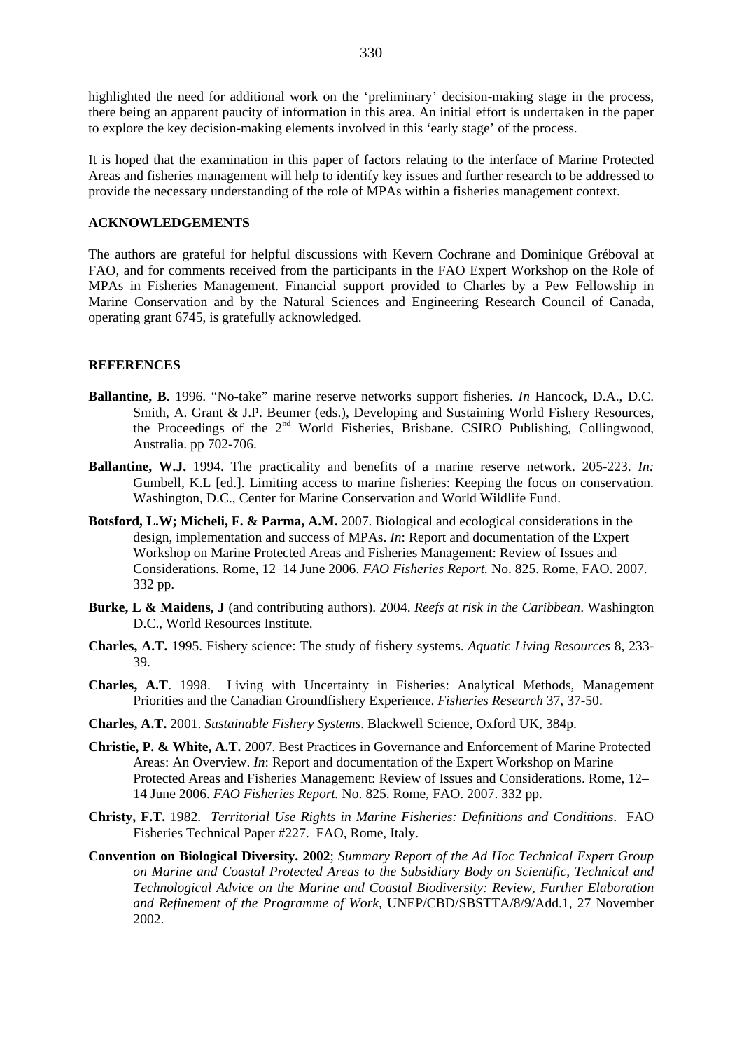highlighted the need for additional work on the 'preliminary' decision-making stage in the process, there being an apparent paucity of information in this area. An initial effort is undertaken in the paper to explore the key decision-making elements involved in this 'early stage' of the process.

It is hoped that the examination in this paper of factors relating to the interface of Marine Protected Areas and fisheries management will help to identify key issues and further research to be addressed to provide the necessary understanding of the role of MPAs within a fisheries management context.

## ACKNOWLEDGEMENTS

The authors are grateful for helpful discussions with Kevern Cochrane and Dominique Gréboval at FAO, and for comments received from the participants in the FAO Expert Workshop on the Role of MPAs in Fisheries Management. Financial support provided to Charles by a Pew Fellowship in Marine Conservation and by the Natural Sciences and Engineering Research Council of Canada, operating grant 6745, is gratefully acknowledged.

## REFERENCES

**Ballantine, B.** 1996. "No-take" marine reserve networks support fisheries. *In* Hancock, D.A., D.C. Smith, A. Grant & J.P. Beumer (eds.), Developing and Sustaining World Fishery Resources, the Proceedings of the 2nd World Fisheries, Brisbane. CSIRO Publishing, Collingwood, Australia. pp 702-706.

**Ballantine, W.J.** 1994. The practicality and benefits of a marine reserve network. 205-223. *In:* Gumbell, K.L [ed.]. Limiting access to marine fisheries: Keeping the focus on conservation. Washington, D.C., Center for Marine Conservation and World Wildlife Fund.

**Botsford, L.W; Micheli, F. & Parma, A.M.** 2007. Biological and ecological considerations in the design, implementation and success of MPAs. *In*: Report and documentation of the Expert Workshop on Marine Protected Areas and Fisheries Management: Review of Issues and Considerations. Rome, 12–14 June 2006. *FAO Fisheries Report.* No. 825. Rome, FAO. 2007. 332 pp.

**Burke, L & Maidens, J** (and contributing authors). 2004. *Reefs at risk in the Caribbean*. Washington D.C., World Resources Institute.

**Charles, A.T.** 1995. Fishery science: The study of fishery systems. *Aquatic Living Resources* 8, 233-39.

**Charles, A.T**. 1998. Living with Uncertainty in Fisheries: Analytical Methods, Management Priorities and the Canadian Groundfishery Experience. *Fisheries Research* 37, 37-50.

**Charles, A.T.** 2001. *Sustainable Fishery Systems*. Blackwell Science, Oxford UK, 384p.

**Christie, P. & White, A.T.** 2007. Best Practices in Governance and Enforcement of Marine Protected Areas: An Overview. *In*: Report and documentation of the Expert Workshop on Marine Protected Areas and Fisheries Management: Review of Issues and Considerations. Rome, 12–14 June 2006. *FAO Fisheries Report.* No. 825. Rome, FAO. 2007. 332 pp.

**Christy, F.T.** 1982. *Territorial Use Rights in Marine Fisheries: Definitions and Conditions*. FAO Fisheries Technical Paper #227. FAO, Rome, Italy.

**Convention on Biological Diversity. 2002**; *Summary Report of the Ad Hoc Technical Expert Group on Marine and Coastal Protected Areas to the Subsidiary Body on Scientific, Technical and Technological Advice on the Marine and Coastal Biodiversity: Review, Further Elaboration and Refinement of the Programme of Work,* UNEP/CBD/SBSTTA/8/9/Add.1, 27 November 2002.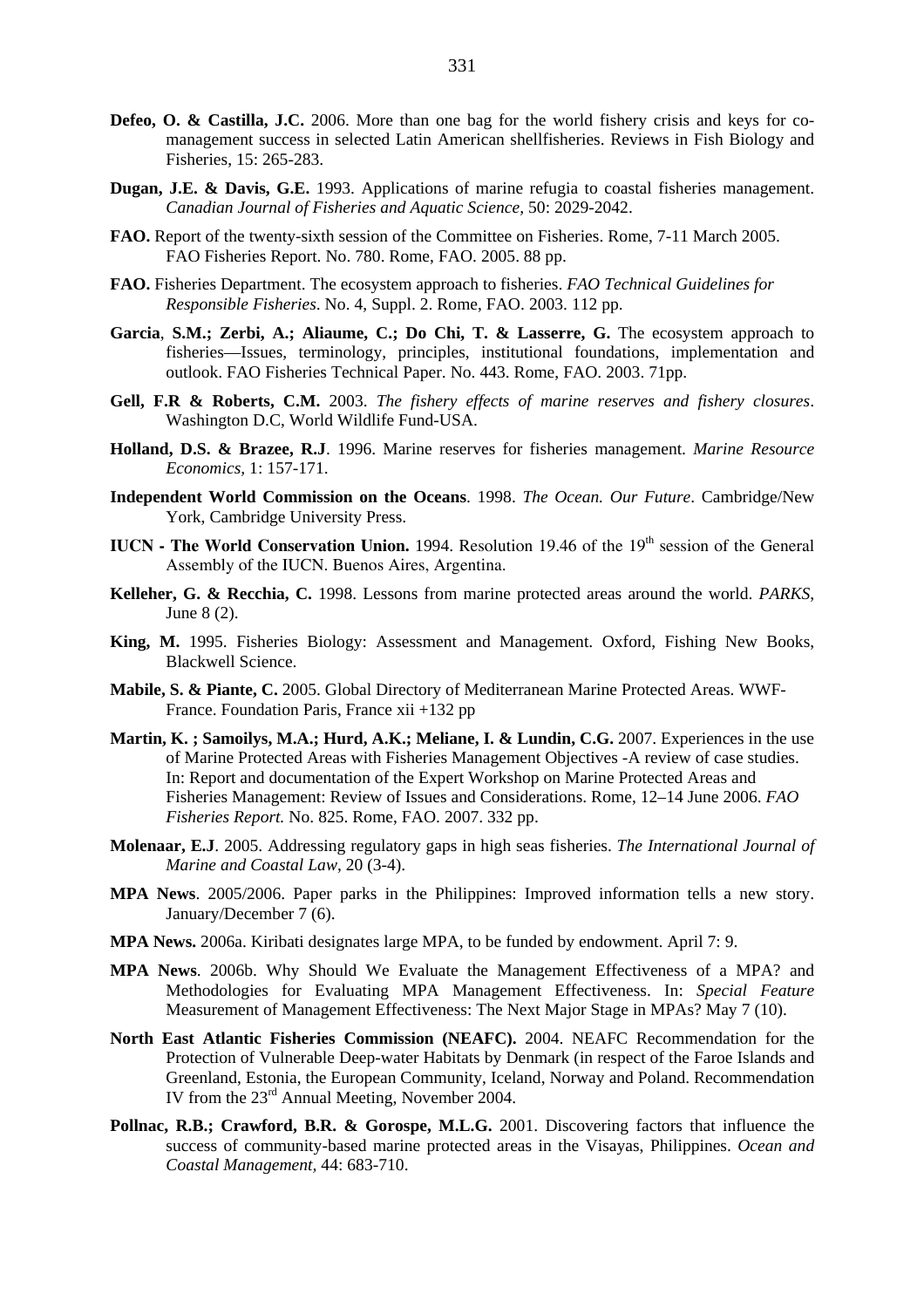**Defeo, O. & Castilla, J.C.** 2006. More than one bag for the world fishery crisis and keys for co-management success in selected Latin American shellfisheries. Reviews in Fish Biology and Fisheries, 15: 265-283.

**Dugan, J.E. & Davis, G.E.** 1993. Applications of marine refugia to coastal fisheries management. *Canadian Journal of Fisheries and Aquatic Science,* 50: 2029-2042.

**FAO.** Report of the twenty-sixth session of the Committee on Fisheries. Rome, 7-11 March 2005. FAO Fisheries Report. No. 780. Rome, FAO. 2005. 88 pp.

**FAO.** Fisheries Department. The ecosystem approach to fisheries. *FAO Technical Guidelines for Responsible Fisheries*. No. 4, Suppl. 2. Rome, FAO. 2003. 112 pp.

**Garcia**, **S.M.; Zerbi, A.; Aliaume, C.; Do Chi, T. & Lasserre, G.** The ecosystem approach to fisheries—Issues, terminology, principles, institutional foundations, implementation and outlook. FAO Fisheries Technical Paper. No. 443. Rome, FAO. 2003. 71pp.

**Gell, F.R & Roberts, C.M.** 2003. *The fishery effects of marine reserves and fishery closures*. Washington D.C, World Wildlife Fund-USA.

**Holland, D.S. & Brazee, R.J**. 1996. Marine reserves for fisheries management. *Marine Resource Economics*, 1: 157-171.

**Independent World Commission on the Oceans**. 1998. *The Ocean. Our Future*. Cambridge/New York, Cambridge University Press.

**IUCN - The World Conservation Union.** 1994. Resolution 19.46 of the 19th session of the General Assembly of the IUCN. Buenos Aires, Argentina.

**Kelleher, G. & Recchia, C.** 1998. Lessons from marine protected areas around the world. *PARKS*, June 8 (2).

**King, M.** 1995. Fisheries Biology: Assessment and Management. Oxford, Fishing New Books, Blackwell Science.

**Mabile, S. & Piante, C.** 2005. Global Directory of Mediterranean Marine Protected Areas. WWF-France. Foundation Paris, France xii +132 pp

**Martin, K. ; Samoilys, M.A.; Hurd, A.K.; Meliane, I. & Lundin, C.G.** 2007. Experiences in the use of Marine Protected Areas with Fisheries Management Objectives -A review of case studies. In: Report and documentation of the Expert Workshop on Marine Protected Areas and Fisheries Management: Review of Issues and Considerations. Rome, 12–14 June 2006. *FAO Fisheries Report.* No. 825. Rome, FAO. 2007. 332 pp.

**Molenaar, E.J**. 2005. Addressing regulatory gaps in high seas fisheries. *The International Journal of Marine and Coastal Law*, 20 (3-4).

**MPA News**. 2005/2006. Paper parks in the Philippines: Improved information tells a new story. January/December 7 (6).

**MPA News.** 2006a. Kiribati designates large MPA, to be funded by endowment. April 7: 9.

**MPA News**. 2006b. Why Should We Evaluate the Management Effectiveness of a MPA? and Methodologies for Evaluating MPA Management Effectiveness. In: *Special Feature* Measurement of Management Effectiveness: The Next Major Stage in MPAs? May 7 (10).

**North East Atlantic Fisheries Commission (NEAFC).** 2004. NEAFC Recommendation for the Protection of Vulnerable Deep-water Habitats by Denmark (in respect of the Faroe Islands and Greenland, Estonia, the European Community, Iceland, Norway and Poland. Recommendation IV from the 23rd Annual Meeting, November 2004.

**Pollnac, R.B.; Crawford, B.R. & Gorospe, M.L.G.** 2001. Discovering factors that influence the success of community-based marine protected areas in the Visayas, Philippines. *Ocean and Coastal Management,* 44: 683-710.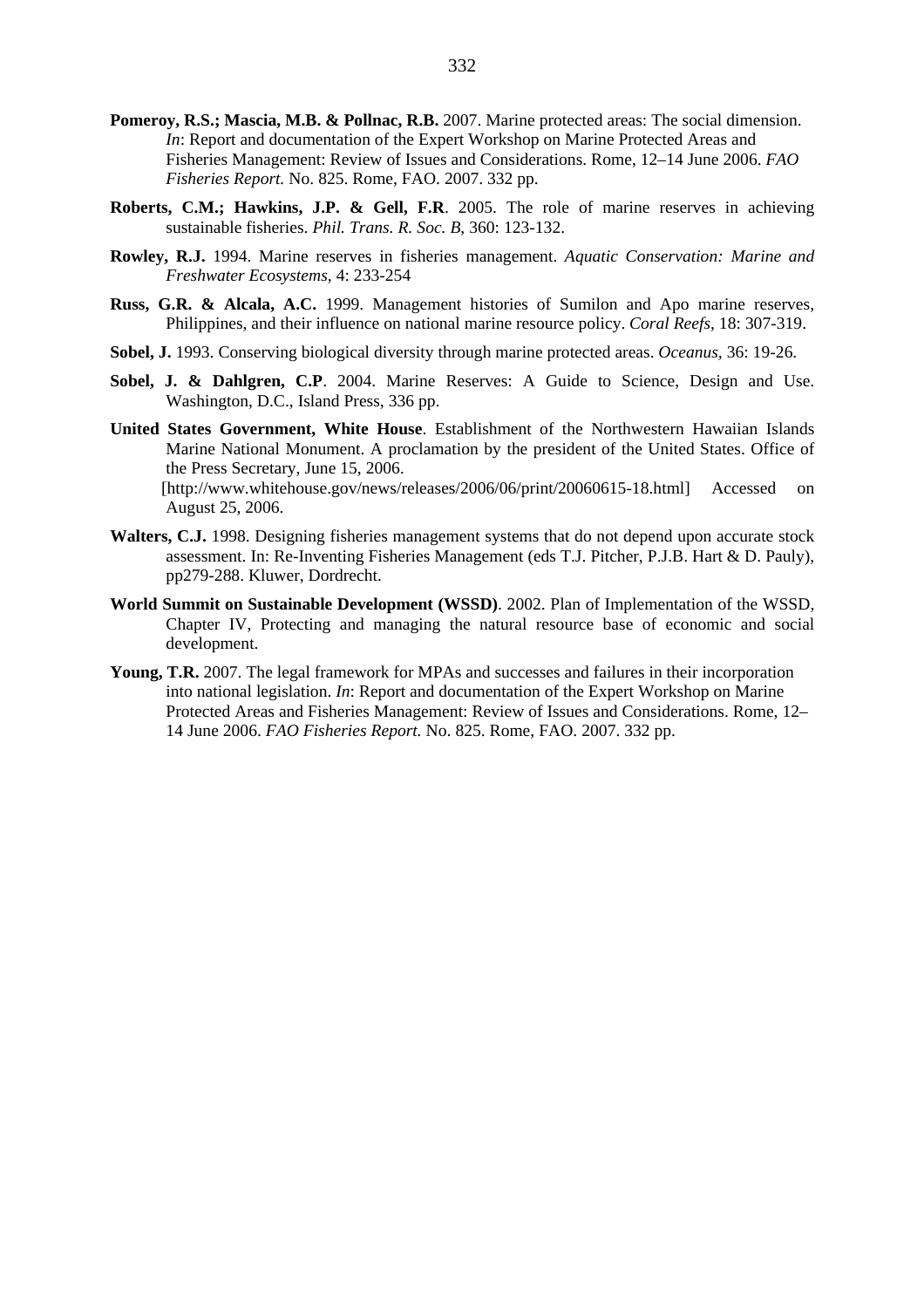**Pomeroy, R.S.; Mascia, M.B. & Pollnac, R.B.** 2007. Marine protected areas: The social dimension. *In*: Report and documentation of the Expert Workshop on Marine Protected Areas and Fisheries Management: Review of Issues and Considerations. Rome, 12–14 June 2006. *FAO Fisheries Report.* No. 825. Rome, FAO. 2007. 332 pp.

**Roberts, C.M.; Hawkins, J.P. & Gell, F.R**. 2005. The role of marine reserves in achieving sustainable fisheries. *Phil. Trans. R. Soc. B*, 360: 123-132.

**Rowley, R.J.** 1994. Marine reserves in fisheries management. *Aquatic Conservation: Marine and Freshwater Ecosystems*, 4: 233-254

**Russ, G.R. & Alcala, A.C.** 1999. Management histories of Sumilon and Apo marine reserves, Philippines, and their influence on national marine resource policy. *Coral Reefs*, 18: 307-319.

**Sobel, J.** 1993. Conserving biological diversity through marine protected areas. *Oceanus*, 36: 19-26.

**Sobel, J. & Dahlgren, C.P**. 2004. Marine Reserves: A Guide to Science, Design and Use. Washington, D.C., Island Press, 336 pp.

**United States Government, White House**. Establishment of the Northwestern Hawaiian Islands Marine National Monument. A proclamation by the president of the United States. Office of the Press Secretary, June 15, 2006. [http://www.whitehouse.gov/news/releases/2006/06/print/20060615-18.html] Accessed on August 25, 2006.

**Walters, C.J.** 1998. Designing fisheries management systems that do not depend upon accurate stock assessment. In: Re-Inventing Fisheries Management (eds T.J. Pitcher, P.J.B. Hart & D. Pauly), pp279-288. Kluwer, Dordrecht.

**World Summit on Sustainable Development (WSSD)**. 2002. Plan of Implementation of the WSSD, Chapter IV, Protecting and managing the natural resource base of economic and social development.

**Young, T.R.** 2007. The legal framework for MPAs and successes and failures in their incorporation into national legislation. *In*: Report and documentation of the Expert Workshop on Marine Protected Areas and Fisheries Management: Review of Issues and Considerations. Rome, 12–14 June 2006. *FAO Fisheries Report.* No. 825. Rome, FAO. 2007. 332 pp.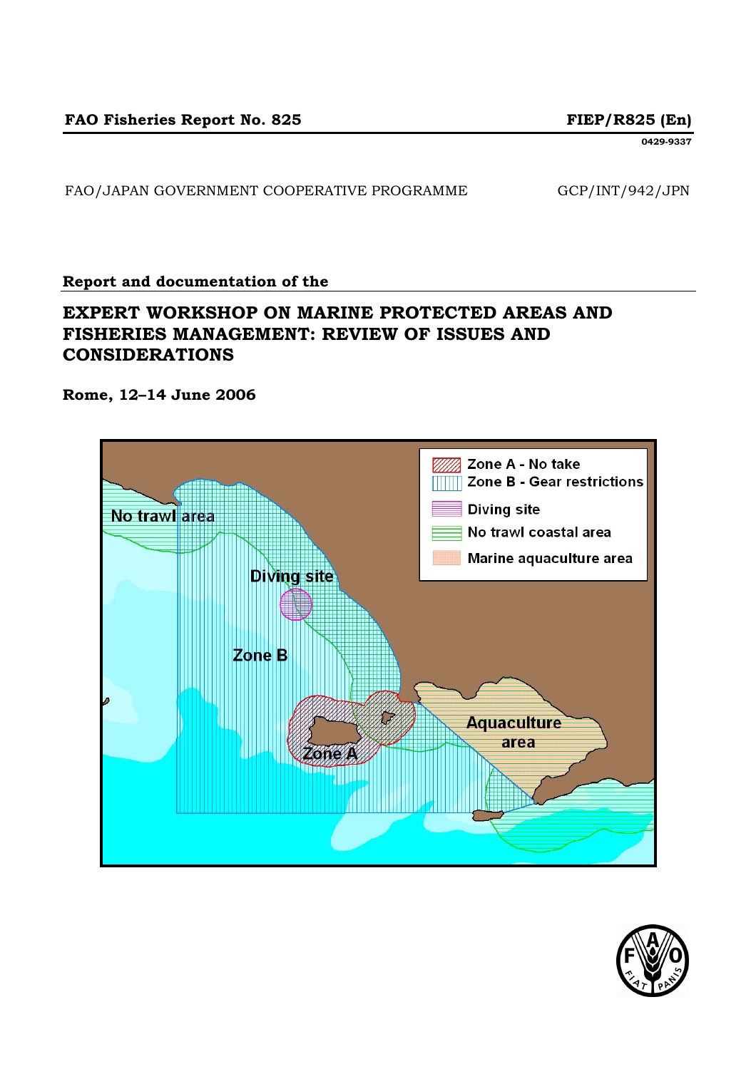FAO Fisheries Report No. 825 FIEP/R825 (En)

0429-9337

FAO/JAPAN GOVERNMENT COOPERATIVE PROGRAMME GCP/INT/942/JPN

**Report and documentation of the**

# EXPERT WORKSHOP ON MARINE PROTECTED AREAS AND FISHERIES MANAGEMENT: REVIEW OF ISSUES AND CONSIDERATIONS

**Rome, 12–14 June 2006**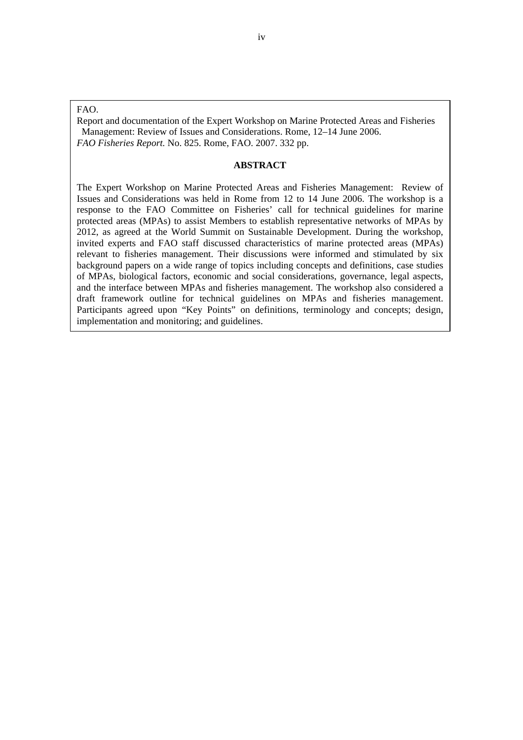FAO.

Report and documentation of the Expert Workshop on Marine Protected Areas and Fisheries Management: Review of Issues and Considerations. Rome, 12–14 June 2006.
*FAO Fisheries Report.* No. 825. Rome, FAO. 2007. 332 pp.

**ABSTRACT**

The Expert Workshop on Marine Protected Areas and Fisheries Management: Review of Issues and Considerations was held in Rome from 12 to 14 June 2006. The workshop is a response to the FAO Committee on Fisheries' call for technical guidelines for marine protected areas (MPAs) to assist Members to establish representative networks of MPAs by 2012, as agreed at the World Summit on Sustainable Development. During the workshop, invited experts and FAO staff discussed characteristics of marine protected areas (MPAs) relevant to fisheries management. Their discussions were informed and stimulated by six background papers on a wide range of topics including concepts and definitions, case studies of MPAs, biological factors, economic and social considerations, governance, legal aspects, and the interface between MPAs and fisheries management. The workshop also considered a draft framework outline for technical guidelines on MPAs and fisheries management. Participants agreed upon "Key Points" on definitions, terminology and concepts; design, implementation and monitoring; and guidelines.